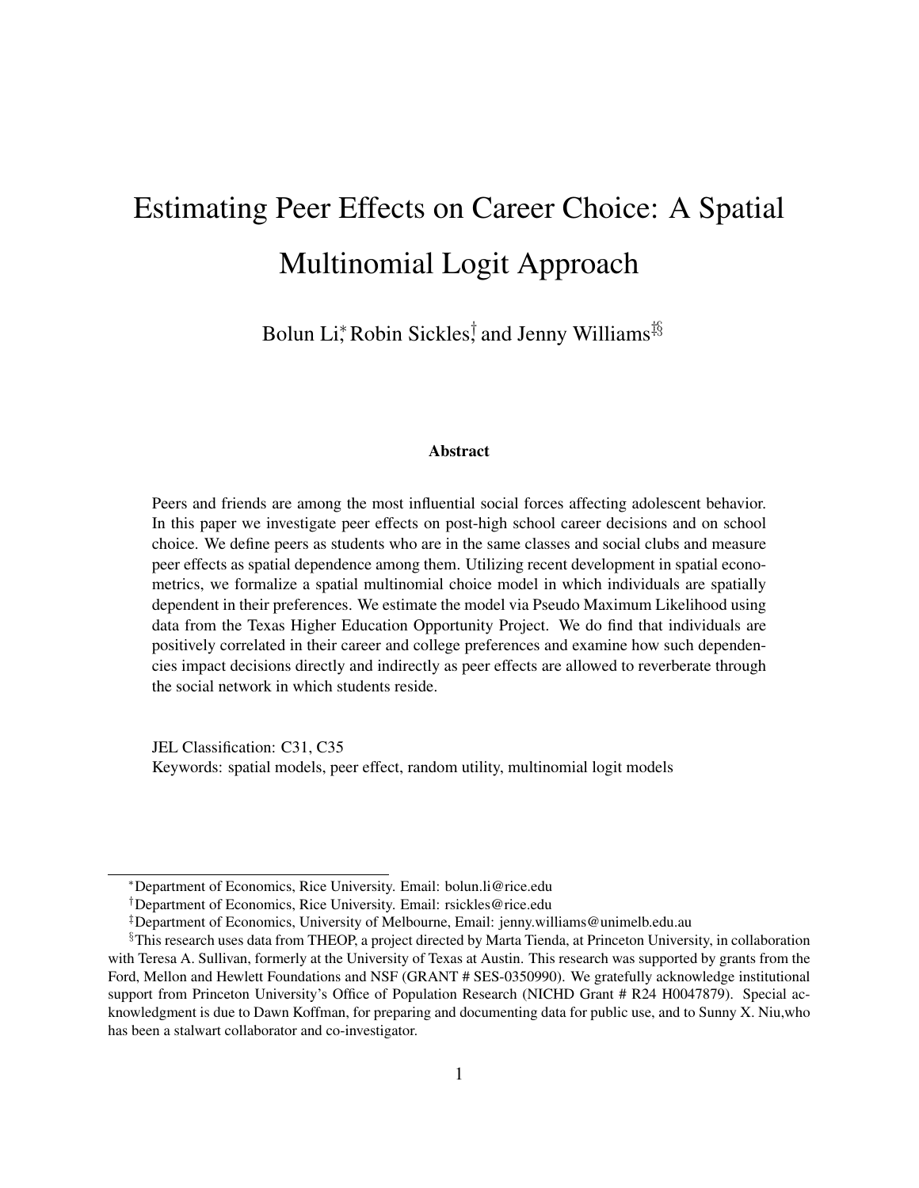# Estimating Peer Effects on Career Choice: A Spatial Multinomial Logit Approach

Bolun Li[*], Robin Sickles[†], and Jenny Williams[‡§]

### Abstract

Peers and friends are among the most influential social forces affecting adolescent behavior. In this paper we investigate peer effects on post-high school career decisions and on school choice. We define peers as students who are in the same classes and social clubs and measure peer effects as spatial dependence among them. Utilizing recent development in spatial econometrics, we formalize a spatial multinomial choice model in which individuals are spatially dependent in their preferences. We estimate the model via Pseudo Maximum Likelihood using data from the Texas Higher Education Opportunity Project. We do find that individuals are positively correlated in their career and college preferences and examine how such dependencies impact decisions directly and indirectly as peer effects are allowed to reverberate through the social network in which students reside.

JEL Classification: C31, C35
Keywords: spatial models, peer effect, random utility, multinomial logit models

---

[*] Department of Economics, Rice University. Email: bolun.li@rice.edu

[†] Department of Economics, Rice University. Email: rsickles@rice.edu

[‡] Department of Economics, University of Melbourne, Email: jenny.williams@unimelb.edu.au

[§] This research uses data from THEOP, a project directed by Marta Tienda, at Princeton University, in collaboration with Teresa A. Sullivan, formerly at the University of Texas at Austin. This research was supported by grants from the Ford, Mellon and Hewlett Foundations and NSF (GRANT # SES-0350990). We gratefully acknowledge institutional support from Princeton University's Office of Population Research (NICHD Grant # R24 H0047879). Special acknowledgment is due to Dawn Koffman, for preparing and documenting data for public use, and to Sunny X. Niu,who has been a stalwart collaborator and co-investigator.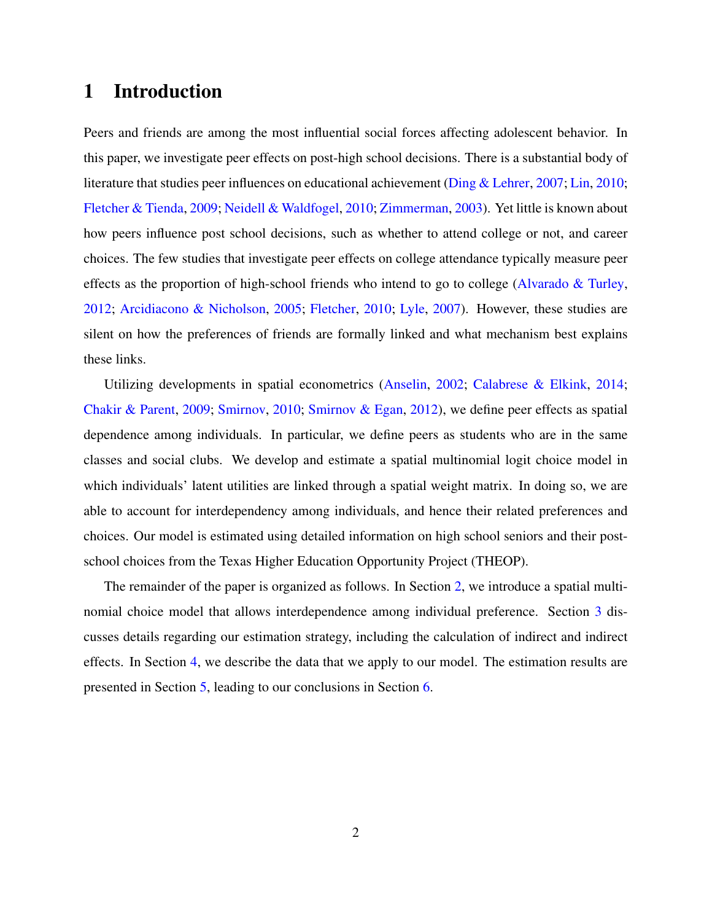# 1 Introduction

Peers and friends are among the most influential social forces affecting adolescent behavior. In this paper, we investigate peer effects on post-high school decisions. There is a substantial body of literature that studies peer influences on educational achievement (Ding & Lehrer, 2007; Lin, 2010; Fletcher & Tienda, 2009; Neidell & Waldfogel, 2010; Zimmerman, 2003). Yet little is known about how peers influence post school decisions, such as whether to attend college or not, and career choices. The few studies that investigate peer effects on college attendance typically measure peer effects as the proportion of high-school friends who intend to go to college (Alvarado & Turley, 2012; Arcidiacono & Nicholson, 2005; Fletcher, 2010; Lyle, 2007). However, these studies are silent on how the preferences of friends are formally linked and what mechanism best explains these links.

Utilizing developments in spatial econometrics (Anselin, 2002; Calabrese & Elkink, 2014; Chakir & Parent, 2009; Smirnov, 2010; Smirnov & Egan, 2012), we define peer effects as spatial dependence among individuals. In particular, we define peers as students who are in the same classes and social clubs. We develop and estimate a spatial multinomial logit choice model in which individuals' latent utilities are linked through a spatial weight matrix. In doing so, we are able to account for interdependency among individuals, and hence their related preferences and choices. Our model is estimated using detailed information on high school seniors and their post-school choices from the Texas Higher Education Opportunity Project (THEOP).

The remainder of the paper is organized as follows. In Section 2, we introduce a spatial multinomial choice model that allows interdependence among individual preference. Section 3 discusses details regarding our estimation strategy, including the calculation of indirect and indirect effects. In Section 4, we describe the data that we apply to our model. The estimation results are presented in Section 5, leading to our conclusions in Section 6.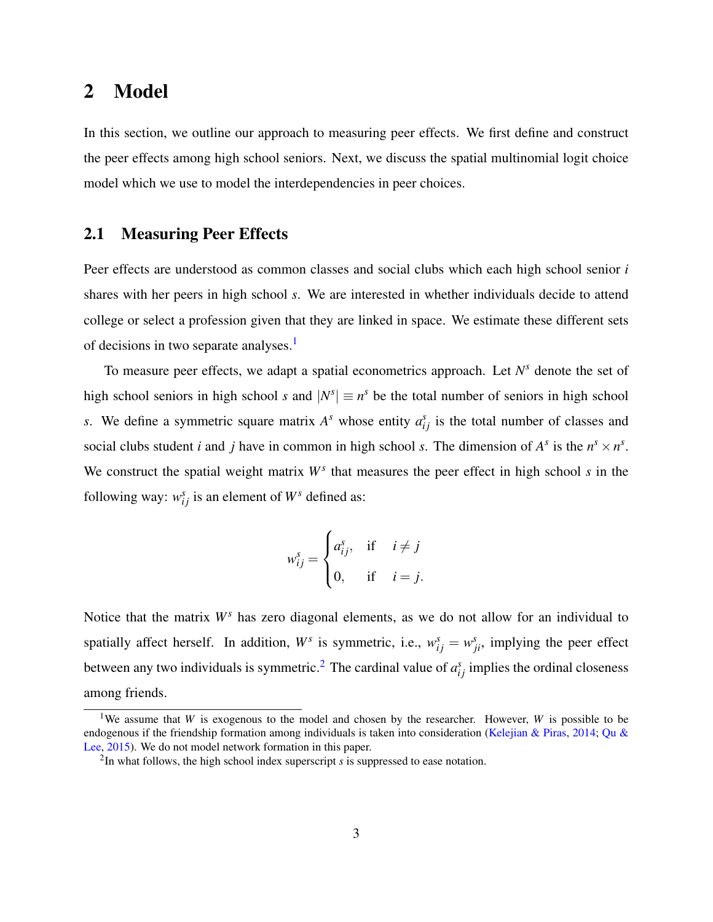## 2 Model

In this section, we outline our approach to measuring peer effects. We first define and construct the peer effects among high school seniors. Next, we discuss the spatial multinomial logit choice model which we use to model the interdependencies in peer choices.

### 2.1 Measuring Peer Effects

Peer effects are understood as common classes and social clubs which each high school senior $i$ shares with her peers in high school $s$. We are interested in whether individuals decide to attend college or select a profession given that they are linked in space. We estimate these different sets of decisions in two separate analyses.[1]

To measure peer effects, we adapt a spatial econometrics approach. Let $N^s$ denote the set of high school seniors in high school $s$ and $|N^s| \equiv n^s$ be the total number of seniors in high school $s$. We define a symmetric square matrix $A^s$ whose entity $a^s_{ij}$ is the total number of classes and social clubs student $i$ and $j$ have in common in high school $s$. The dimension of $A^s$ is the $n^s \times n^s$. We construct the spatial weight matrix $W^s$ that measures the peer effect in high school $s$ in the following way: $w^s_{ij}$ is an element of $W^s$ defined as:

$$
w^s_{ij} = \begin{cases} a^s_{ij}, & \text{if} \quad i \neq j \\ 0, & \text{if} \quad i = j. \end{cases}
$$

Notice that the matrix $W^s$ has zero diagonal elements, as we do not allow for an individual to spatially affect herself. In addition, $W^s$ is symmetric, i.e., $w^s_{ij} = w^s_{ji}$, implying the peer effect between any two individuals is symmetric.[2] The cardinal value of $a^s_{ij}$ implies the ordinal closeness among friends.

---

[1] We assume that $W$ is exogenous to the model and chosen by the researcher. However, $W$ is possible to be endogenous if the friendship formation among individuals is taken into consideration (Kelejian & Piras, 2014; Qu & Lee, 2015). We do not model network formation in this paper.

[2] In what follows, the high school index superscript $s$ is suppressed to ease notation.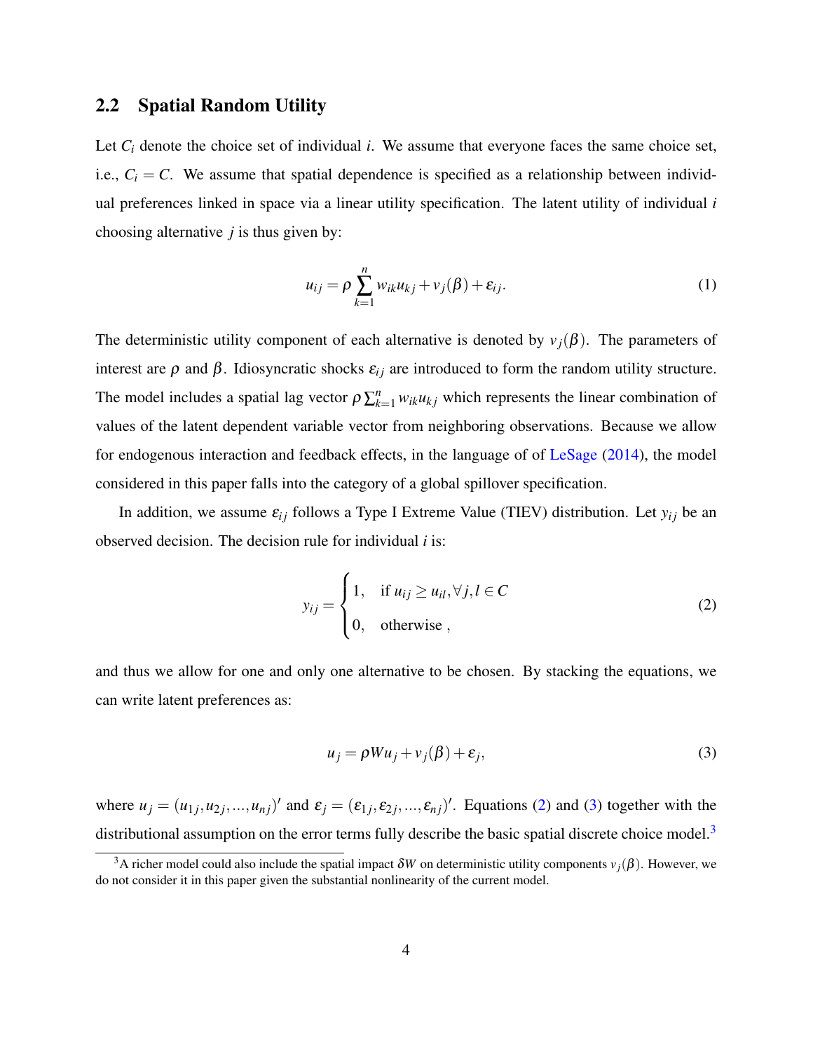## 2.2 Spatial Random Utility

Let $C_i$ denote the choice set of individual $i$. We assume that everyone faces the same choice set, i.e., $C_i = C$. We assume that spatial dependence is specified as a relationship between individual preferences linked in space via a linear utility specification. The latent utility of individual $i$ choosing alternative $j$ is thus given by:

$$u_{ij} = \rho \sum_{k=1}^{n} w_{ik} u_{kj} + v_j(\beta) + \varepsilon_{ij}. \tag{1}$$

The deterministic utility component of each alternative is denoted by $v_j(\beta)$. The parameters of interest are $\rho$ and $\beta$. Idiosyncratic shocks $\varepsilon_{ij}$ are introduced to form the random utility structure. The model includes a spatial lag vector $\rho \sum_{k=1}^{n} w_{ik} u_{kj}$ which represents the linear combination of values of the latent dependent variable vector from neighboring observations. Because we allow for endogenous interaction and feedback effects, in the language of of LeSage (2014), the model considered in this paper falls into the category of a global spillover specification.

In addition, we assume $\varepsilon_{ij}$ follows a Type I Extreme Value (TIEV) distribution. Let $y_{ij}$ be an observed decision. The decision rule for individual $i$ is:

$$y_{ij} = \begin{cases} 1, & \text{if } u_{ij} \geq u_{il}, \forall j, l \in C \\ 0, & \text{otherwise }, \end{cases} \tag{2}$$

and thus we allow for one and only one alternative to be chosen. By stacking the equations, we can write latent preferences as:

$$u_j = \rho W u_j + v_j(\beta) + \varepsilon_j, \tag{3}$$

where $u_j = (u_{1j}, u_{2j}, ..., u_{nj})'$ and $\varepsilon_j = (\varepsilon_{1j}, \varepsilon_{2j}, ..., \varepsilon_{nj})'$. Equations (2) and (3) together with the distributional assumption on the error terms fully describe the basic spatial discrete choice model.[3]

[3] A richer model could also include the spatial impact $\delta W$ on deterministic utility components $v_j(\beta)$. However, we do not consider it in this paper given the substantial nonlinearity of the current model.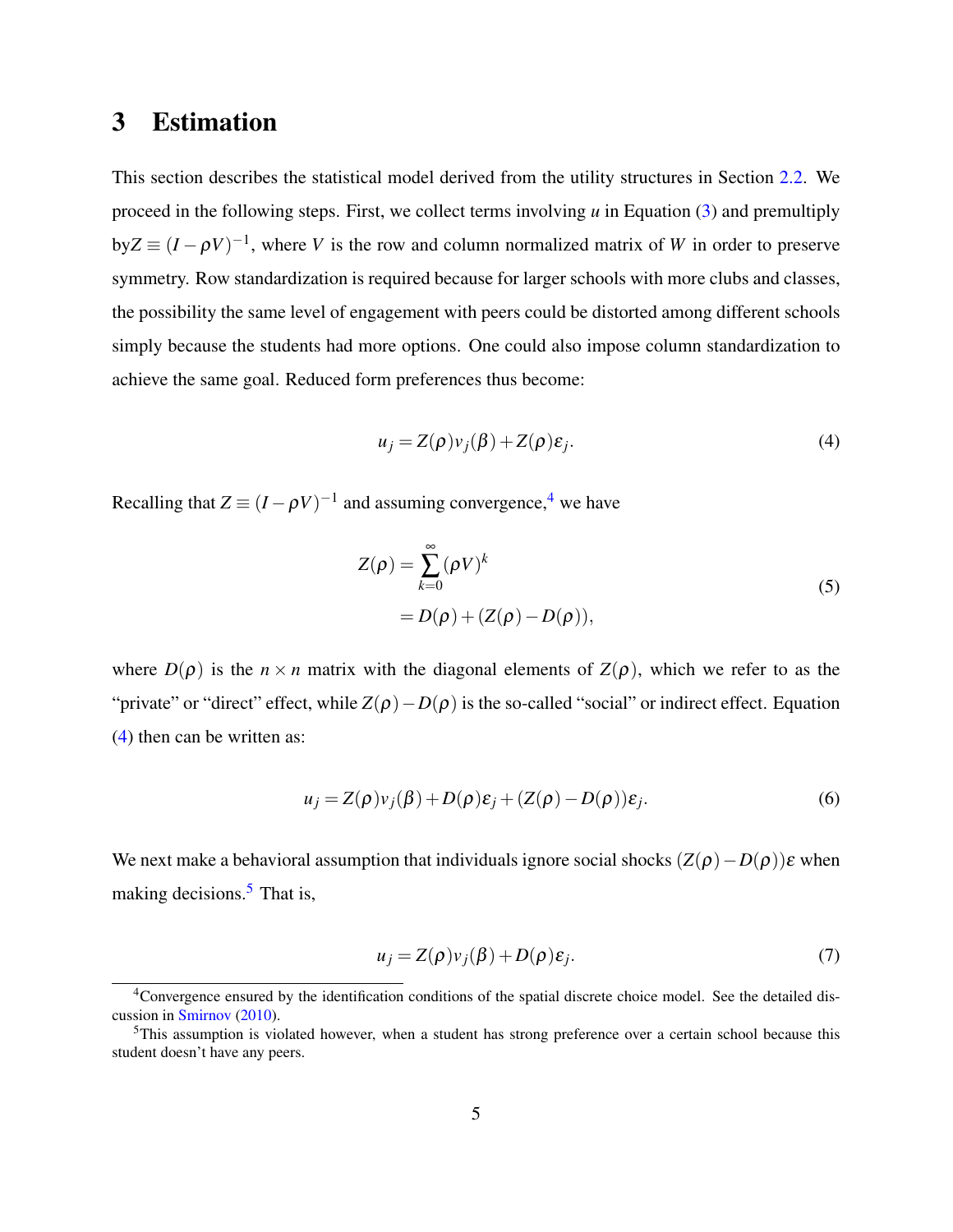# 3 Estimation

This section describes the statistical model derived from the utility structures in Section 2.2. We proceed in the following steps. First, we collect terms involving $u$ in Equation (3) and premultiply by$Z \equiv (I - \rho V)^{-1}$, where $V$ is the row and column normalized matrix of $W$ in order to preserve symmetry. Row standardization is required because for larger schools with more clubs and classes, the possibility the same level of engagement with peers could be distorted among different schools simply because the students had more options. One could also impose column standardization to achieve the same goal. Reduced form preferences thus become:

$$u_j = Z(\rho) v_j(\beta) + Z(\rho)\varepsilon_j. \tag{4}$$

Recalling that $Z \equiv (I - \rho V)^{-1}$ and assuming convergence,[4] we have

$$\begin{aligned} Z(\rho) &= \sum_{k=0}^{\infty} (\rho V)^k \\ &= D(\rho) + (Z(\rho) - D(\rho)), \end{aligned} \tag{5}$$

where $D(\rho)$ is the $n \times n$ matrix with the diagonal elements of $Z(\rho)$, which we refer to as the "private" or "direct" effect, while $Z(\rho) - D(\rho)$ is the so-called "social" or indirect effect. Equation (4) then can be written as:

$$u_j = Z(\rho) v_j(\beta) + D(\rho)\varepsilon_j + (Z(\rho) - D(\rho))\varepsilon_j. \tag{6}$$

We next make a behavioral assumption that individuals ignore social shocks $(Z(\rho) - D(\rho))\varepsilon$ when making decisions.[5] That is,

$$u_j = Z(\rho) v_j(\beta) + D(\rho)\varepsilon_j. \tag{7}$$

---

[4] Convergence ensured by the identification conditions of the spatial discrete choice model. See the detailed discussion in Smirnov (2010).

[5] This assumption is violated however, when a student has strong preference over a certain school because this student doesn't have any peers.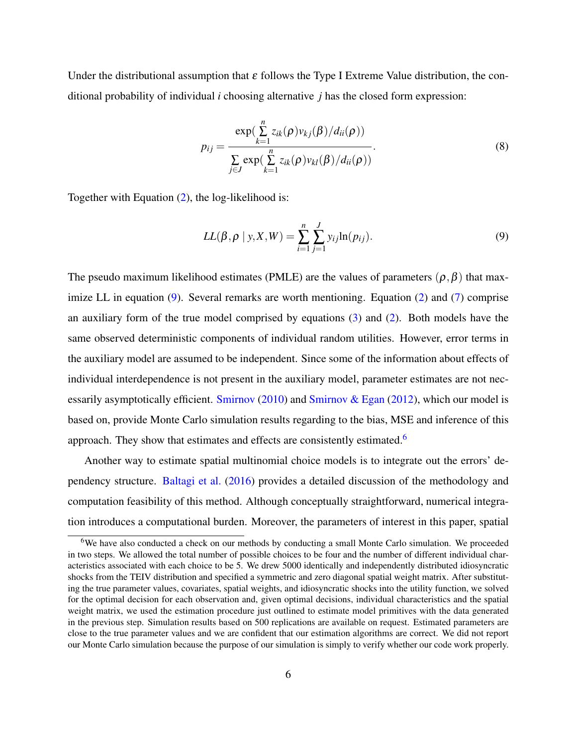Under the distributional assumption that $\varepsilon$ follows the Type I Extreme Value distribution, the conditional probability of individual $i$ choosing alternative $j$ has the closed form expression:

$$
p_{ij} = \frac{\exp(\sum_{k=1}^{n} z_{ik}(\rho) v_{kj}(\beta)/d_{ii}(\rho))}{\sum_{j \in J} \exp(\sum_{k=1}^{n} z_{ik}(\rho) v_{kl}(\beta)/d_{ii}(\rho))}. \tag{8}
$$

Together with Equation (2), the log-likelihood is:

$$
LL(\beta, \rho \mid y, X, W) = \sum_{i=1}^{n} \sum_{j=1}^{J} y_{ij} \ln(p_{ij}). \tag{9}
$$

The pseudo maximum likelihood estimates (PMLE) are the values of parameters $(\rho, \beta)$ that maximize LL in equation (9). Several remarks are worth mentioning. Equation (2) and (7) comprise an auxiliary form of the true model comprised by equations (3) and (2). Both models have the same observed deterministic components of individual random utilities. However, error terms in the auxiliary model are assumed to be independent. Since some of the information about effects of individual interdependence is not present in the auxiliary model, parameter estimates are not necessarily asymptotically efficient. Smirnov (2010) and Smirnov & Egan (2012), which our model is based on, provide Monte Carlo simulation results regarding to the bias, MSE and inference of this approach. They show that estimates and effects are consistently estimated.[6]

Another way to estimate spatial multinomial choice models is to integrate out the errors' dependency structure. Baltagi et al. (2016) provides a detailed discussion of the methodology and computation feasibility of this method. Although conceptually straightforward, numerical integration introduces a computational burden. Moreover, the parameters of interest in this paper, spatial

[6] We have also conducted a check on our methods by conducting a small Monte Carlo simulation. We proceeded in two steps. We allowed the total number of possible choices to be four and the number of different individual characteristics associated with each choice to be 5. We drew 5000 identically and independently distributed idiosyncratic shocks from the TEIV distribution and specified a symmetric and zero diagonal spatial weight matrix. After substituting the true parameter values, covariates, spatial weights, and idiosyncratic shocks into the utility function, we solved for the optimal decision for each observation and, given optimal decisions, individual characteristics and the spatial weight matrix, we used the estimation procedure just outlined to estimate model primitives with the data generated in the previous step. Simulation results based on 500 replications are available on request. Estimated parameters are close to the true parameter values and we are confident that our estimation algorithms are correct. We did not report our Monte Carlo simulation because the purpose of our simulation is simply to verify whether our code work properly.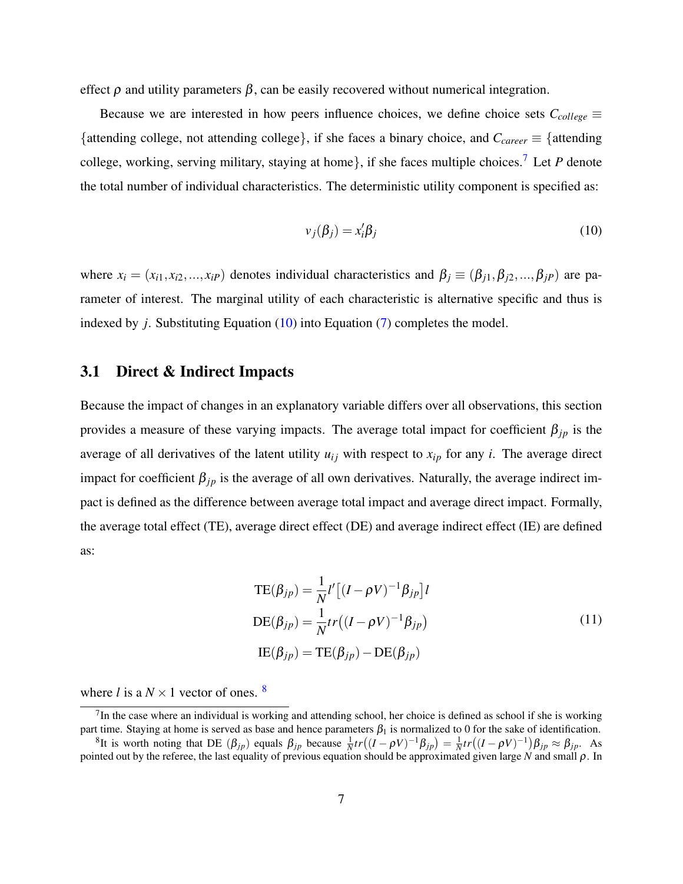effect $\rho$ and utility parameters $\beta$, can be easily recovered without numerical integration.

Because we are interested in how peers influence choices, we define choice sets $C_{college} \equiv$ {attending college, not attending college}, if she faces a binary choice, and $C_{career} \equiv$ {attending college, working, serving military, staying at home}, if she faces multiple choices.[7] Let $P$ denote the total number of individual characteristics. The deterministic utility component is specified as:

$$v_j(\beta_j) = x_i'\beta_j \tag{10}$$

where $x_i = (x_{i1}, x_{i2}, ..., x_{iP})$ denotes individual characteristics and $\beta_j \equiv (\beta_{j1}, \beta_{j2}, ..., \beta_{jP})$ are parameter of interest. The marginal utility of each characteristic is alternative specific and thus is indexed by $j$. Substituting Equation (10) into Equation (7) completes the model.

## 3.1 Direct & Indirect Impacts

Because the impact of changes in an explanatory variable differs over all observations, this section provides a measure of these varying impacts. The average total impact for coefficient $\beta_{jp}$ is the average of all derivatives of the latent utility $u_{ij}$ with respect to $x_{ip}$ for any $i$. The average direct impact for coefficient $\beta_{jp}$ is the average of all own derivatives. Naturally, the average indirect impact is defined as the difference between average total impact and average direct impact. Formally, the average total effect (TE), average direct effect (DE) and average indirect effect (IE) are defined as:

$$\begin{aligned}
\text{TE}(\beta_{jp}) &= \frac{1}{N} l' \left[ (I - \rho V)^{-1} \beta_{jp} \right] l \\
\text{DE}(\beta_{jp}) &= \frac{1}{N} tr\left( (I - \rho V)^{-1} \beta_{jp} \right) \\
\text{IE}(\beta_{jp}) &= \text{TE}(\beta_{jp}) - \text{DE}(\beta_{jp})
\end{aligned} \tag{11}$$

where $l$ is a $N \times 1$ vector of ones. [8]

---

[7] In the case where an individual is working and attending school, her choice is defined as school if she is working part time. Staying at home is served as base and hence parameters $\beta_1$ is normalized to 0 for the sake of identification.

[8] It is worth noting that DE $(\beta_{jp})$ equals $\beta_{jp}$ because $\frac{1}{N} tr\left( (I - \rho V)^{-1} \beta_{jp} \right) = \frac{1}{N} tr\left( (I - \rho V)^{-1} \right) \beta_{jp} \approx \beta_{jp}$. As pointed out by the referee, the last equality of previous equation should be approximated given large $N$ and small $\rho$. In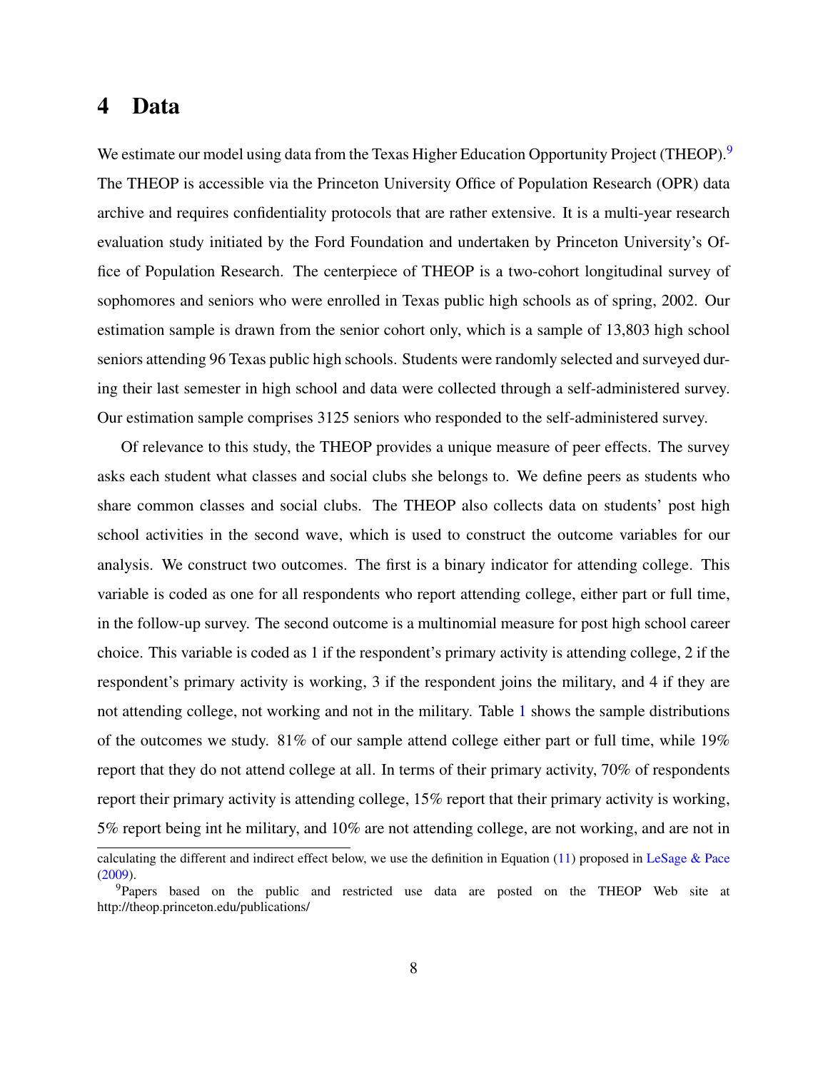# 4 Data

We estimate our model using data from the Texas Higher Education Opportunity Project (THEOP).[9] The THEOP is accessible via the Princeton University Office of Population Research (OPR) data archive and requires confidentiality protocols that are rather extensive. It is a multi-year research evaluation study initiated by the Ford Foundation and undertaken by Princeton University's Office of Population Research. The centerpiece of THEOP is a two-cohort longitudinal survey of sophomores and seniors who were enrolled in Texas public high schools as of spring, 2002. Our estimation sample is drawn from the senior cohort only, which is a sample of 13,803 high school seniors attending 96 Texas public high schools. Students were randomly selected and surveyed during their last semester in high school and data were collected through a self-administered survey. Our estimation sample comprises 3125 seniors who responded to the self-administered survey.

Of relevance to this study, the THEOP provides a unique measure of peer effects. The survey asks each student what classes and social clubs she belongs to. We define peers as students who share common classes and social clubs. The THEOP also collects data on students' post high school activities in the second wave, which is used to construct the outcome variables for our analysis. We construct two outcomes. The first is a binary indicator for attending college. This variable is coded as one for all respondents who report attending college, either part or full time, in the follow-up survey. The second outcome is a multinomial measure for post high school career choice. This variable is coded as 1 if the respondent's primary activity is attending college, 2 if the respondent's primary activity is working, 3 if the respondent joins the military, and 4 if they are not attending college, not working and not in the military. Table 1 shows the sample distributions of the outcomes we study. 81% of our sample attend college either part or full time, while 19% report that they do not attend college at all. In terms of their primary activity, 70% of respondents report their primary activity is attending college, 15% report that their primary activity is working, 5% report being int he military, and 10% are not attending college, are not working, and are not in

calculating the different and indirect effect below, we use the definition in Equation (11) proposed in LeSage & Pace (2009).

[9]Papers based on the public and restricted use data are posted on the THEOP Web site at http://theop.princeton.edu/publications/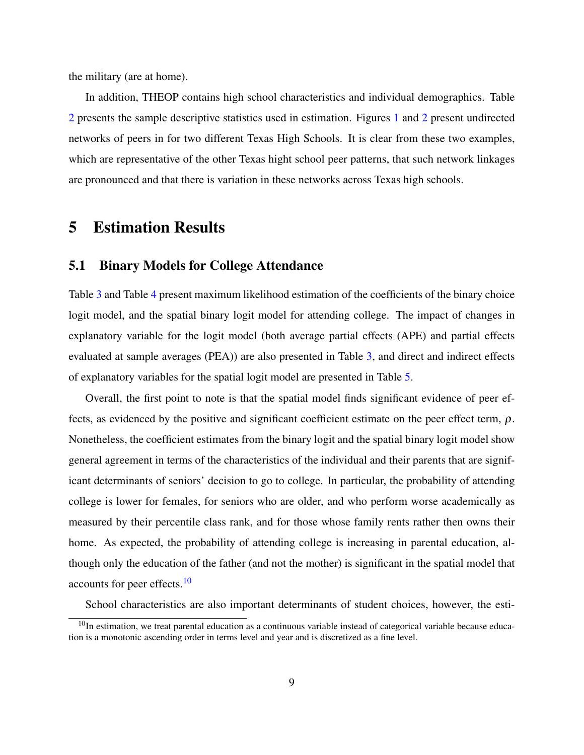the military (are at home).

In addition, THEOP contains high school characteristics and individual demographics. Table 2 presents the sample descriptive statistics used in estimation. Figures 1 and 2 present undirected networks of peers in for two different Texas High Schools. It is clear from these two examples, which are representative of the other Texas hight school peer patterns, that such network linkages are pronounced and that there is variation in these networks across Texas high schools.

# 5 Estimation Results

## 5.1 Binary Models for College Attendance

Table 3 and Table 4 present maximum likelihood estimation of the coefficients of the binary choice logit model, and the spatial binary logit model for attending college. The impact of changes in explanatory variable for the logit model (both average partial effects (APE) and partial effects evaluated at sample averages (PEA)) are also presented in Table 3, and direct and indirect effects of explanatory variables for the spatial logit model are presented in Table 5.

Overall, the first point to note is that the spatial model finds significant evidence of peer effects, as evidenced by the positive and significant coefficient estimate on the peer effect term, $\rho$. Nonetheless, the coefficient estimates from the binary logit and the spatial binary logit model show general agreement in terms of the characteristics of the individual and their parents that are significant determinants of seniors' decision to go to college. In particular, the probability of attending college is lower for females, for seniors who are older, and who perform worse academically as measured by their percentile class rank, and for those whose family rents rather then owns their home. As expected, the probability of attending college is increasing in parental education, although only the education of the father (and not the mother) is significant in the spatial model that accounts for peer effects.[10]

School characteristics are also important determinants of student choices, however, the esti-

[10] In estimation, we treat parental education as a continuous variable instead of categorical variable because education is a monotonic ascending order in terms level and year and is discretized as a fine level.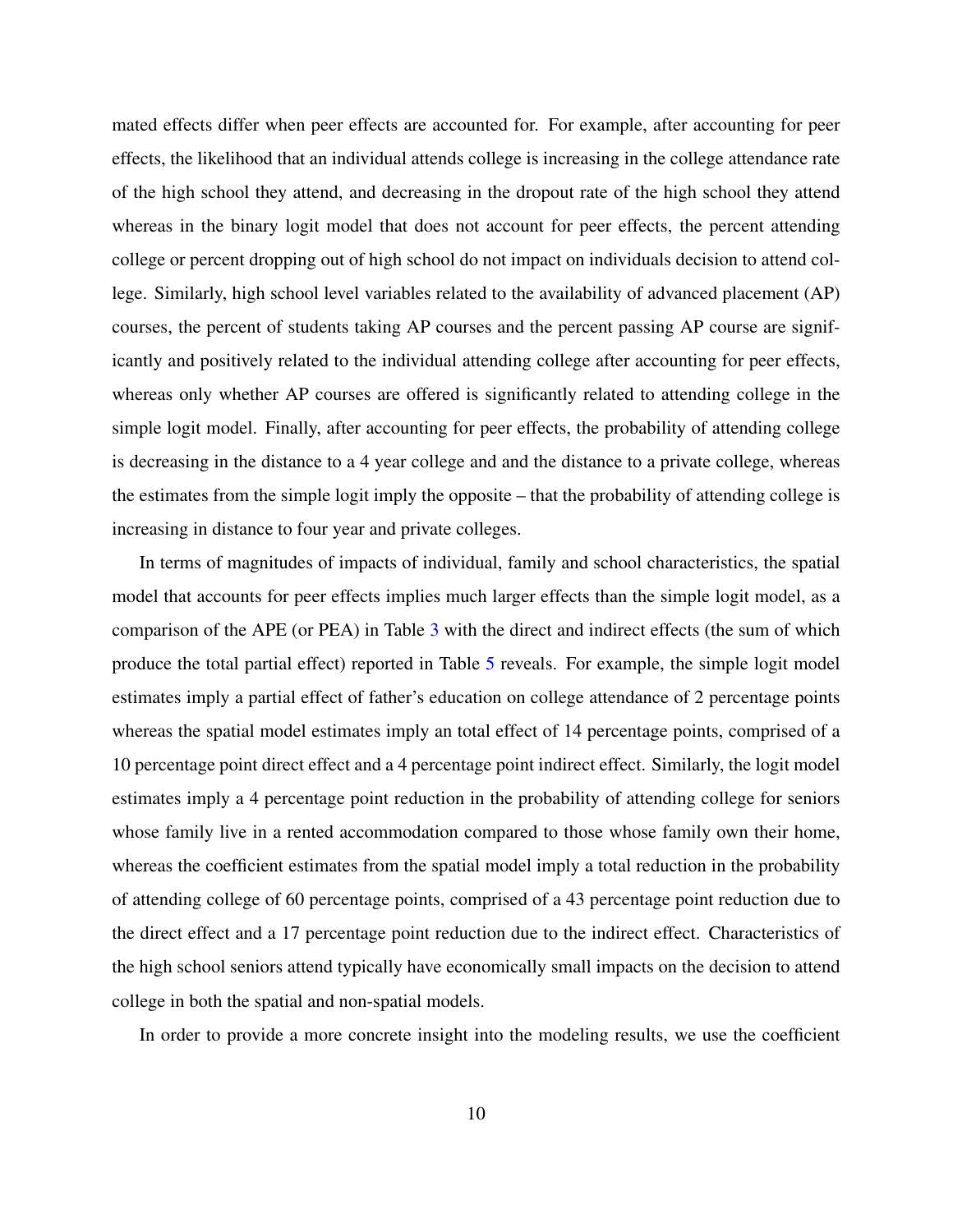mated effects differ when peer effects are accounted for. For example, after accounting for peer effects, the likelihood that an individual attends college is increasing in the college attendance rate of the high school they attend, and decreasing in the dropout rate of the high school they attend whereas in the binary logit model that does not account for peer effects, the percent attending college or percent dropping out of high school do not impact on individuals decision to attend college. Similarly, high school level variables related to the availability of advanced placement (AP) courses, the percent of students taking AP courses and the percent passing AP course are significantly and positively related to the individual attending college after accounting for peer effects, whereas only whether AP courses are offered is significantly related to attending college in the simple logit model. Finally, after accounting for peer effects, the probability of attending college is decreasing in the distance to a 4 year college and and the distance to a private college, whereas the estimates from the simple logit imply the opposite – that the probability of attending college is increasing in distance to four year and private colleges.

In terms of magnitudes of impacts of individual, family and school characteristics, the spatial model that accounts for peer effects implies much larger effects than the simple logit model, as a comparison of the APE (or PEA) in Table 3 with the direct and indirect effects (the sum of which produce the total partial effect) reported in Table 5 reveals. For example, the simple logit model estimates imply a partial effect of father's education on college attendance of 2 percentage points whereas the spatial model estimates imply an total effect of 14 percentage points, comprised of a 10 percentage point direct effect and a 4 percentage point indirect effect. Similarly, the logit model estimates imply a 4 percentage point reduction in the probability of attending college for seniors whose family live in a rented accommodation compared to those whose family own their home, whereas the coefficient estimates from the spatial model imply a total reduction in the probability of attending college of 60 percentage points, comprised of a 43 percentage point reduction due to the direct effect and a 17 percentage point reduction due to the indirect effect. Characteristics of the high school seniors attend typically have economically small impacts on the decision to attend college in both the spatial and non-spatial models.

In order to provide a more concrete insight into the modeling results, we use the coefficient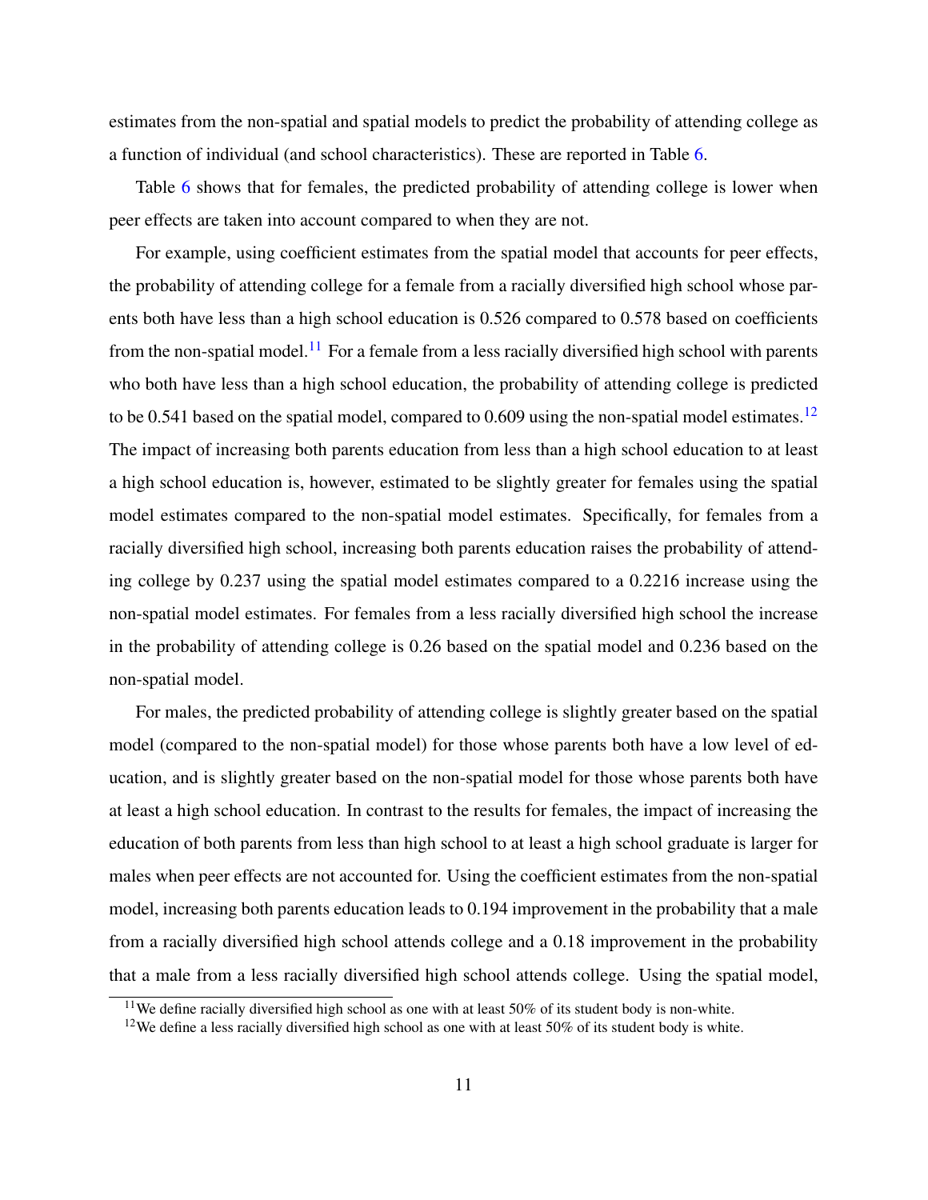estimates from the non-spatial and spatial models to predict the probability of attending college as a function of individual (and school characteristics). These are reported in Table 6.

Table 6 shows that for females, the predicted probability of attending college is lower when peer effects are taken into account compared to when they are not.

For example, using coefficient estimates from the spatial model that accounts for peer effects, the probability of attending college for a female from a racially diversified high school whose parents both have less than a high school education is 0.526 compared to 0.578 based on coefficients from the non-spatial model.[11] For a female from a less racially diversified high school with parents who both have less than a high school education, the probability of attending college is predicted to be 0.541 based on the spatial model, compared to 0.609 using the non-spatial model estimates.[12] The impact of increasing both parents education from less than a high school education to at least a high school education is, however, estimated to be slightly greater for females using the spatial model estimates compared to the non-spatial model estimates. Specifically, for females from a racially diversified high school, increasing both parents education raises the probability of attending college by 0.237 using the spatial model estimates compared to a 0.2216 increase using the non-spatial model estimates. For females from a less racially diversified high school the increase in the probability of attending college is 0.26 based on the spatial model and 0.236 based on the non-spatial model.

For males, the predicted probability of attending college is slightly greater based on the spatial model (compared to the non-spatial model) for those whose parents both have a low level of education, and is slightly greater based on the non-spatial model for those whose parents both have at least a high school education. In contrast to the results for females, the impact of increasing the education of both parents from less than high school to at least a high school graduate is larger for males when peer effects are not accounted for. Using the coefficient estimates from the non-spatial model, increasing both parents education leads to 0.194 improvement in the probability that a male from a racially diversified high school attends college and a 0.18 improvement in the probability that a male from a less racially diversified high school attends college. Using the spatial model,

[11] We define racially diversified high school as one with at least 50% of its student body is non-white.

[12] We define a less racially diversified high school as one with at least 50% of its student body is white.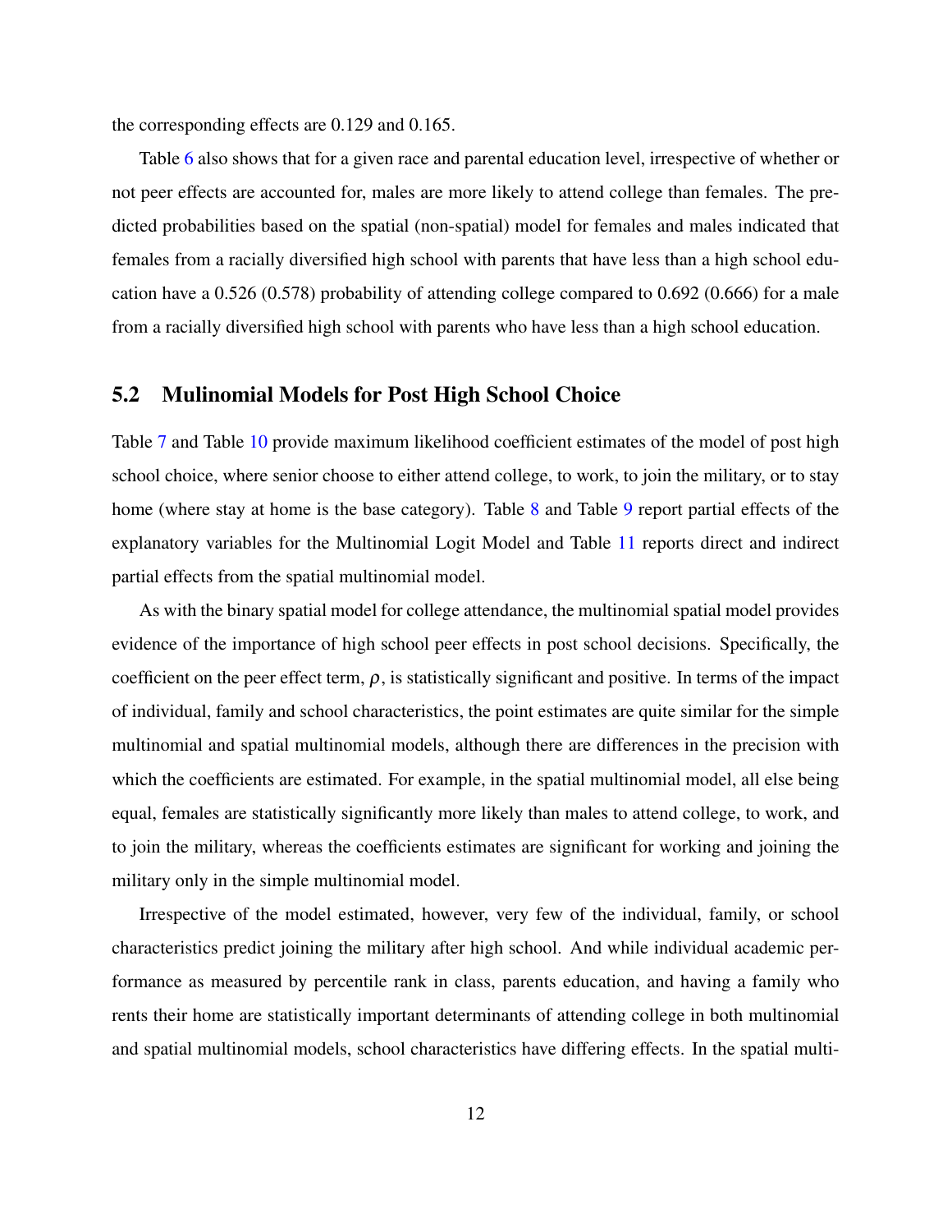the corresponding effects are 0.129 and 0.165.

Table 6 also shows that for a given race and parental education level, irrespective of whether or not peer effects are accounted for, males are more likely to attend college than females. The predicted probabilities based on the spatial (non-spatial) model for females and males indicated that females from a racially diversified high school with parents that have less than a high school education have a 0.526 (0.578) probability of attending college compared to 0.692 (0.666) for a male from a racially diversified high school with parents who have less than a high school education.

## 5.2 Mulinomial Models for Post High School Choice

Table 7 and Table 10 provide maximum likelihood coefficient estimates of the model of post high school choice, where senior choose to either attend college, to work, to join the military, or to stay home (where stay at home is the base category). Table 8 and Table 9 report partial effects of the explanatory variables for the Multinomial Logit Model and Table 11 reports direct and indirect partial effects from the spatial multinomial model.

As with the binary spatial model for college attendance, the multinomial spatial model provides evidence of the importance of high school peer effects in post school decisions. Specifically, the coefficient on the peer effect term, $\rho$, is statistically significant and positive. In terms of the impact of individual, family and school characteristics, the point estimates are quite similar for the simple multinomial and spatial multinomial models, although there are differences in the precision with which the coefficients are estimated. For example, in the spatial multinomial model, all else being equal, females are statistically significantly more likely than males to attend college, to work, and to join the military, whereas the coefficients estimates are significant for working and joining the military only in the simple multinomial model.

Irrespective of the model estimated, however, very few of the individual, family, or school characteristics predict joining the military after high school. And while individual academic performance as measured by percentile rank in class, parents education, and having a family who rents their home are statistically important determinants of attending college in both multinomial and spatial multinomial models, school characteristics have differing effects. In the spatial multi-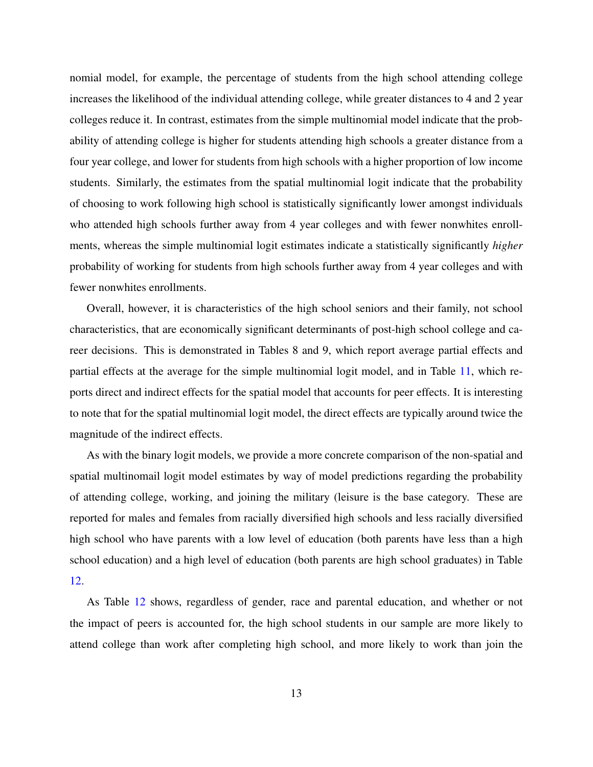nomial model, for example, the percentage of students from the high school attending college increases the likelihood of the individual attending college, while greater distances to 4 and 2 year colleges reduce it. In contrast, estimates from the simple multinomial model indicate that the probability of attending college is higher for students attending high schools a greater distance from a four year college, and lower for students from high schools with a higher proportion of low income students. Similarly, the estimates from the spatial multinomial logit indicate that the probability of choosing to work following high school is statistically significantly lower amongst individuals who attended high schools further away from 4 year colleges and with fewer nonwhites enrollments, whereas the simple multinomial logit estimates indicate a statistically significantly *higher* probability of working for students from high schools further away from 4 year colleges and with fewer nonwhites enrollments.

Overall, however, it is characteristics of the high school seniors and their family, not school characteristics, that are economically significant determinants of post-high school college and career decisions. This is demonstrated in Tables 8 and 9, which report average partial effects and partial effects at the average for the simple multinomial logit model, and in Table 11, which reports direct and indirect effects for the spatial model that accounts for peer effects. It is interesting to note that for the spatial multinomial logit model, the direct effects are typically around twice the magnitude of the indirect effects.

As with the binary logit models, we provide a more concrete comparison of the non-spatial and spatial multinomail logit model estimates by way of model predictions regarding the probability of attending college, working, and joining the military (leisure is the base category. These are reported for males and females from racially diversified high schools and less racially diversified high school who have parents with a low level of education (both parents have less than a high school education) and a high level of education (both parents are high school graduates) in Table 12.

As Table 12 shows, regardless of gender, race and parental education, and whether or not the impact of peers is accounted for, the high school students in our sample are more likely to attend college than work after completing high school, and more likely to work than join the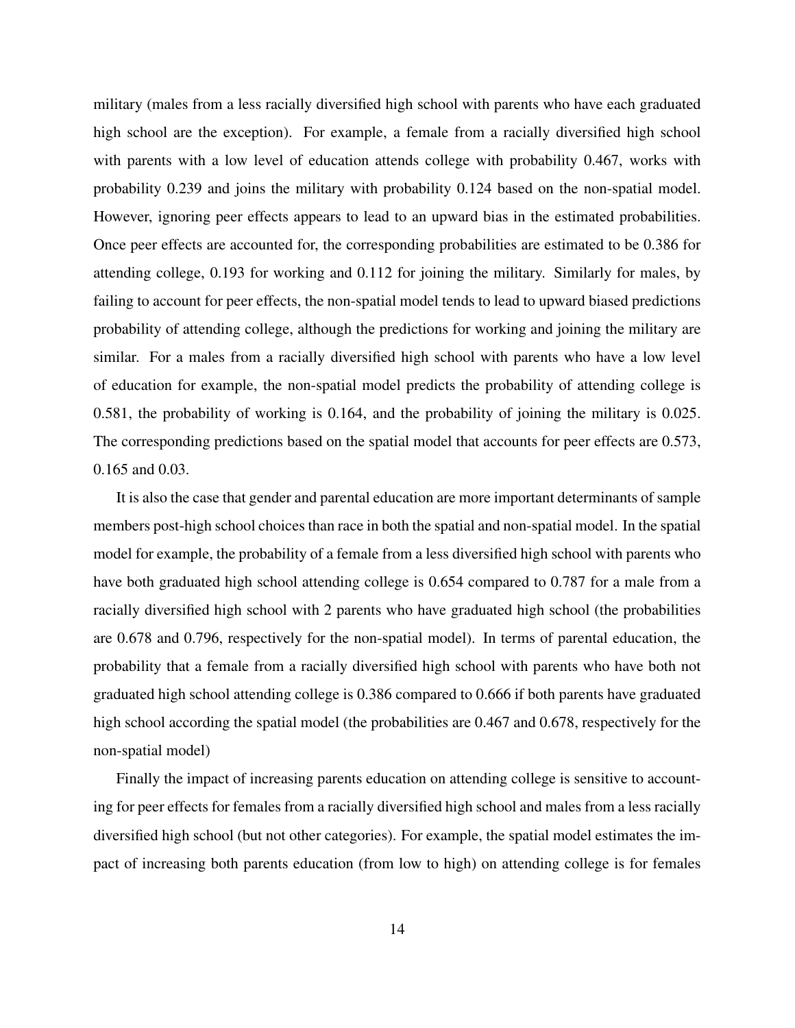military (males from a less racially diversified high school with parents who have each graduated high school are the exception). For example, a female from a racially diversified high school with parents with a low level of education attends college with probability 0.467, works with probability 0.239 and joins the military with probability 0.124 based on the non-spatial model. However, ignoring peer effects appears to lead to an upward bias in the estimated probabilities. Once peer effects are accounted for, the corresponding probabilities are estimated to be 0.386 for attending college, 0.193 for working and 0.112 for joining the military. Similarly for males, by failing to account for peer effects, the non-spatial model tends to lead to upward biased predictions probability of attending college, although the predictions for working and joining the military are similar. For a males from a racially diversified high school with parents who have a low level of education for example, the non-spatial model predicts the probability of attending college is 0.581, the probability of working is 0.164, and the probability of joining the military is 0.025. The corresponding predictions based on the spatial model that accounts for peer effects are 0.573, 0.165 and 0.03.

It is also the case that gender and parental education are more important determinants of sample members post-high school choices than race in both the spatial and non-spatial model. In the spatial model for example, the probability of a female from a less diversified high school with parents who have both graduated high school attending college is 0.654 compared to 0.787 for a male from a racially diversified high school with 2 parents who have graduated high school (the probabilities are 0.678 and 0.796, respectively for the non-spatial model). In terms of parental education, the probability that a female from a racially diversified high school with parents who have both not graduated high school attending college is 0.386 compared to 0.666 if both parents have graduated high school according the spatial model (the probabilities are 0.467 and 0.678, respectively for the non-spatial model)

Finally the impact of increasing parents education on attending college is sensitive to accounting for peer effects for females from a racially diversified high school and males from a less racially diversified high school (but not other categories). For example, the spatial model estimates the impact of increasing both parents education (from low to high) on attending college is for females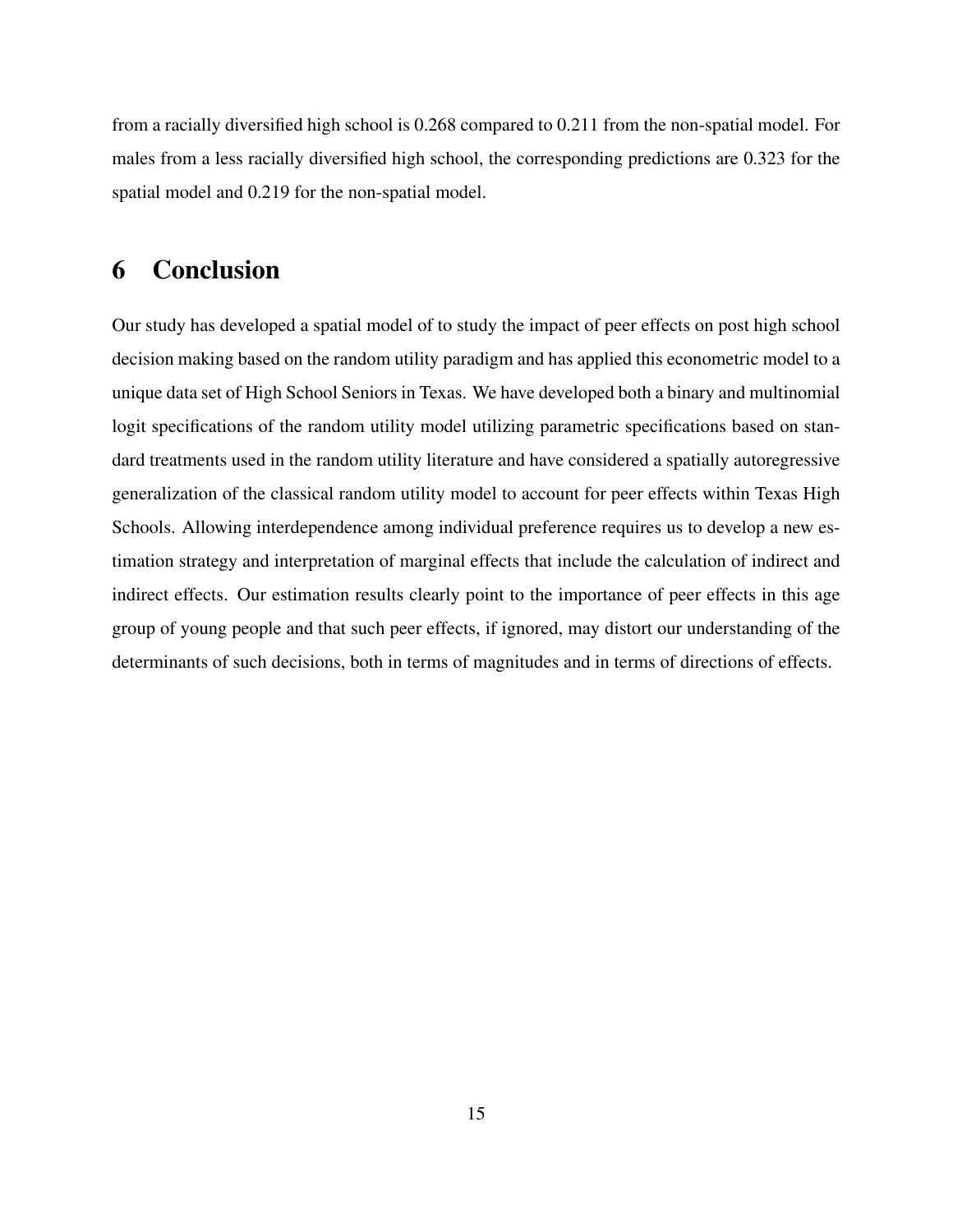from a racially diversified high school is 0.268 compared to 0.211 from the non-spatial model. For males from a less racially diversified high school, the corresponding predictions are 0.323 for the spatial model and 0.219 for the non-spatial model.

# 6 Conclusion

Our study has developed a spatial model of to study the impact of peer effects on post high school decision making based on the random utility paradigm and has applied this econometric model to a unique data set of High School Seniors in Texas. We have developed both a binary and multinomial logit specifications of the random utility model utilizing parametric specifications based on standard treatments used in the random utility literature and have considered a spatially autoregressive generalization of the classical random utility model to account for peer effects within Texas High Schools. Allowing interdependence among individual preference requires us to develop a new estimation strategy and interpretation of marginal effects that include the calculation of indirect and indirect effects. Our estimation results clearly point to the importance of peer effects in this age group of young people and that such peer effects, if ignored, may distort our understanding of the determinants of such decisions, both in terms of magnitudes and in terms of directions of effects.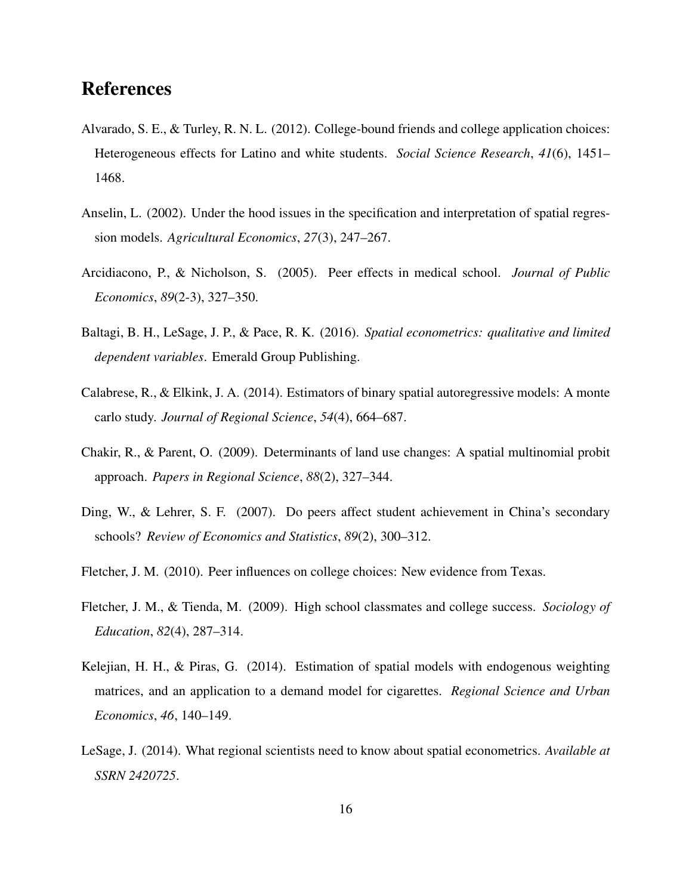# References

Alvarado, S. E., & Turley, R. N. L. (2012). College-bound friends and college application choices: Heterogeneous effects for Latino and white students. *Social Science Research*, *41*(6), 1451–1468.

Anselin, L. (2002). Under the hood issues in the specification and interpretation of spatial regression models. *Agricultural Economics*, *27*(3), 247–267.

Arcidiacono, P., & Nicholson, S. (2005). Peer effects in medical school. *Journal of Public Economics*, *89*(2-3), 327–350.

Baltagi, B. H., LeSage, J. P., & Pace, R. K. (2016). *Spatial econometrics: qualitative and limited dependent variables*. Emerald Group Publishing.

Calabrese, R., & Elkink, J. A. (2014). Estimators of binary spatial autoregressive models: A monte carlo study. *Journal of Regional Science*, *54*(4), 664–687.

Chakir, R., & Parent, O. (2009). Determinants of land use changes: A spatial multinomial probit approach. *Papers in Regional Science*, *88*(2), 327–344.

Ding, W., & Lehrer, S. F. (2007). Do peers affect student achievement in China's secondary schools? *Review of Economics and Statistics*, *89*(2), 300–312.

Fletcher, J. M. (2010). Peer influences on college choices: New evidence from Texas.

Fletcher, J. M., & Tienda, M. (2009). High school classmates and college success. *Sociology of Education*, *82*(4), 287–314.

Kelejian, H. H., & Piras, G. (2014). Estimation of spatial models with endogenous weighting matrices, and an application to a demand model for cigarettes. *Regional Science and Urban Economics*, *46*, 140–149.

LeSage, J. (2014). What regional scientists need to know about spatial econometrics. *Available at SSRN 2420725*.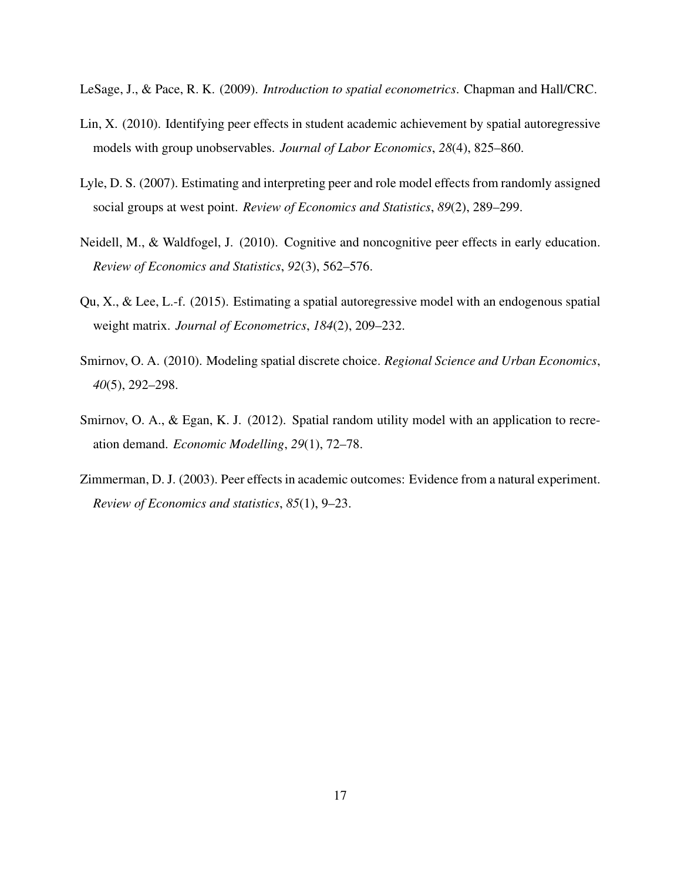LeSage, J., & Pace, R. K. (2009). *Introduction to spatial econometrics*. Chapman and Hall/CRC.

Lin, X. (2010). Identifying peer effects in student academic achievement by spatial autoregressive models with group unobservables. *Journal of Labor Economics*, *28*(4), 825–860.

Lyle, D. S. (2007). Estimating and interpreting peer and role model effects from randomly assigned social groups at west point. *Review of Economics and Statistics*, *89*(2), 289–299.

Neidell, M., & Waldfogel, J. (2010). Cognitive and noncognitive peer effects in early education. *Review of Economics and Statistics*, *92*(3), 562–576.

Qu, X., & Lee, L.-f. (2015). Estimating a spatial autoregressive model with an endogenous spatial weight matrix. *Journal of Econometrics*, *184*(2), 209–232.

Smirnov, O. A. (2010). Modeling spatial discrete choice. *Regional Science and Urban Economics*, *40*(5), 292–298.

Smirnov, O. A., & Egan, K. J. (2012). Spatial random utility model with an application to recreation demand. *Economic Modelling*, *29*(1), 72–78.

Zimmerman, D. J. (2003). Peer effects in academic outcomes: Evidence from a natural experiment. *Review of Economics and statistics*, *85*(1), 9–23.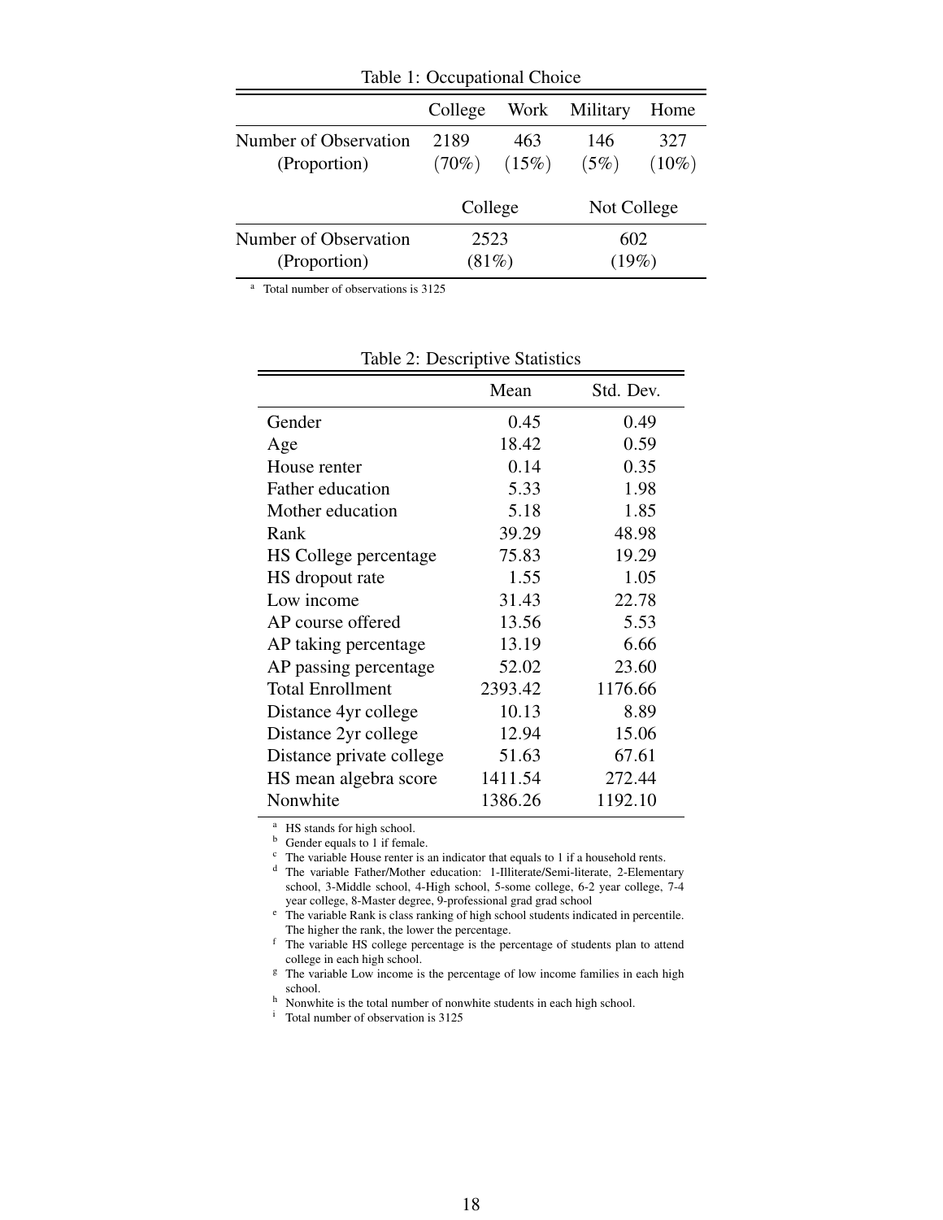Table 1: Occupational Choice

| | College | Work | Military | Home |
|---|---|---|---|---|
| Number of Observation | 2189 | 463 | 146 | 327 |
| (Proportion) | (70%) | (15%) | (5%) | (10%) |

| | College | Not College |
|---|---|---|
| Number of Observation | 2523 | 602 |
| (Proportion) | (81%) | (19%) |

[a] Total number of observations is 3125

Table 2: Descriptive Statistics

| | Mean | Std. Dev. |
|---|---|---|
| Gender | 0.45 | 0.49 |
| Age | 18.42 | 0.59 |
| House renter | 0.14 | 0.35 |
| Father education | 5.33 | 1.98 |
| Mother education | 5.18 | 1.85 |
| Rank | 39.29 | 48.98 |
| HS College percentage | 75.83 | 19.29 |
| HS dropout rate | 1.55 | 1.05 |
| Low income | 31.43 | 22.78 |
| AP course offered | 13.56 | 5.53 |
| AP taking percentage | 13.19 | 6.66 |
| AP passing percentage | 52.02 | 23.60 |
| Total Enrollment | 2393.42 | 1176.66 |
| Distance 4yr college | 10.13 | 8.89 |
| Distance 2yr college | 12.94 | 15.06 |
| Distance private college | 51.63 | 67.61 |
| HS mean algebra score | 1411.54 | 272.44 |
| Nonwhite | 1386.26 | 1192.10 |

[a] HS stands for high school.
[b] Gender equals to 1 if female.
[c] The variable House renter is an indicator that equals to 1 if a household rents.
[d] The variable Father/Mother education: 1-Illiterate/Semi-literate, 2-Elementary school, 3-Middle school, 4-High school, 5-some college, 6-2 year college, 7-4 year college, 8-Master degree, 9-professional grad grad school
[e] The variable Rank is class ranking of high school students indicated in percentile. The higher the rank, the lower the percentage.
[f] The variable HS college percentage is the percentage of students plan to attend college in each high school.
[g] The variable Low income is the percentage of low income families in each high school.
[h] Nonwhite is the total number of nonwhite students in each high school.
[i] Total number of observation is 3125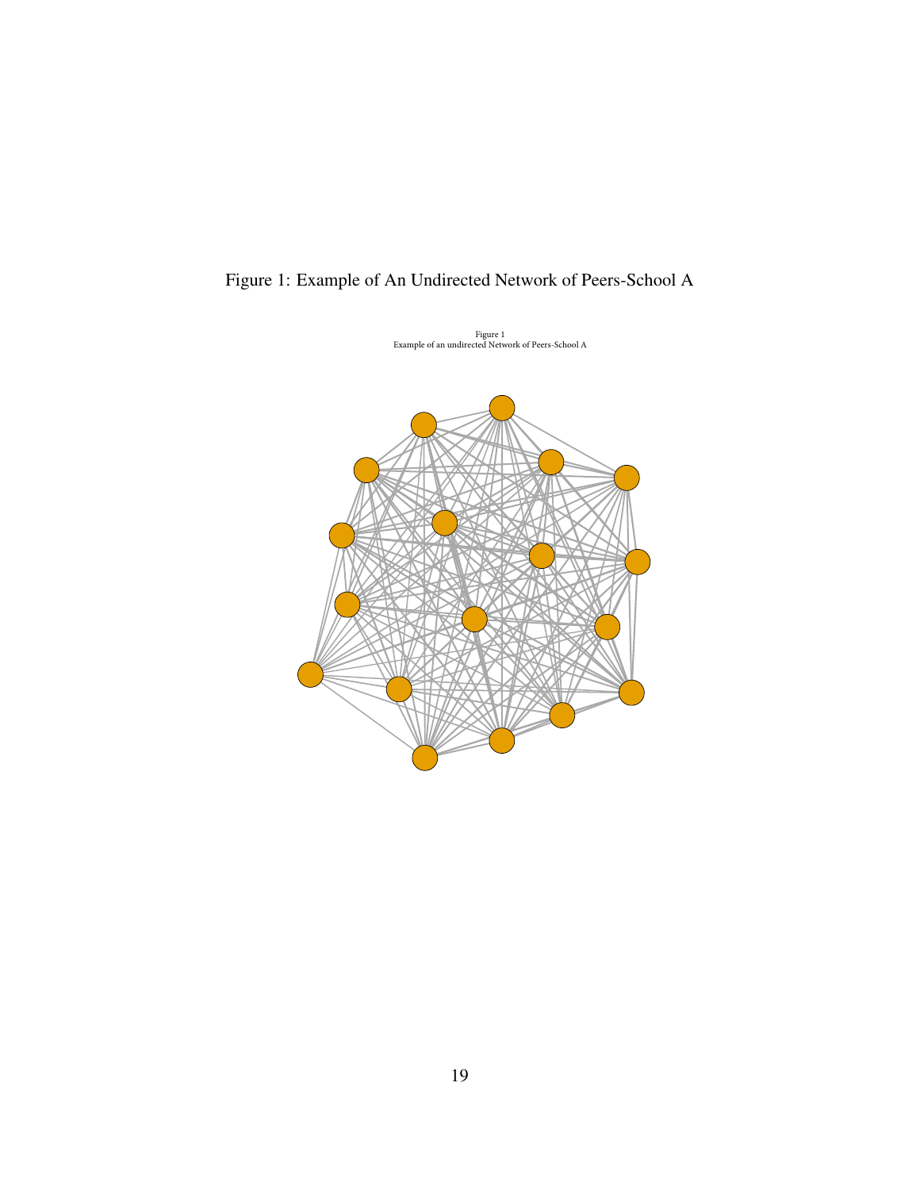Figure 1: Example of An Undirected Network of Peers-School A

Figure 1
Example of an undirected Network of Peers-School A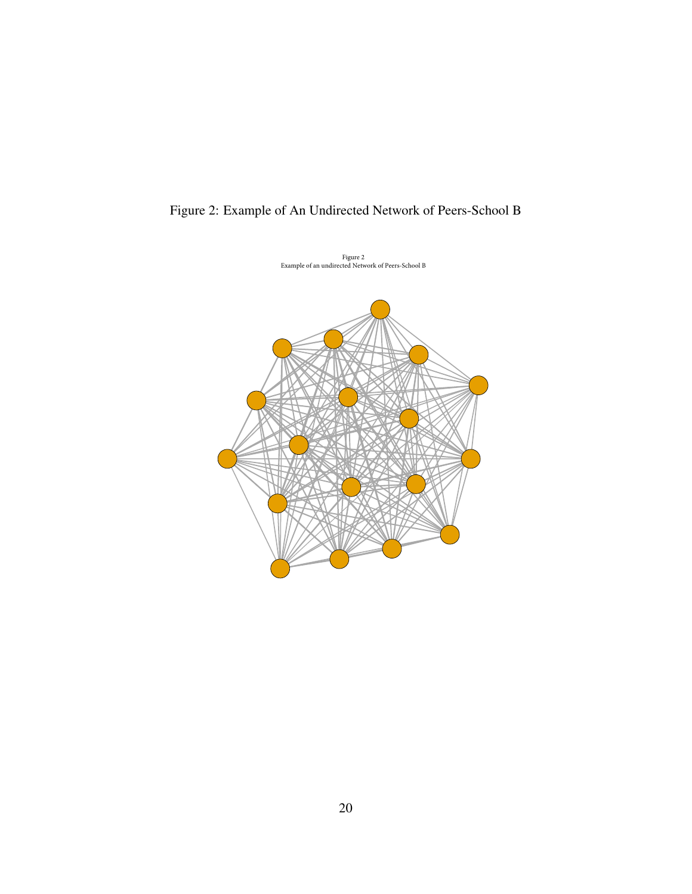Figure 2: Example of An Undirected Network of Peers-School B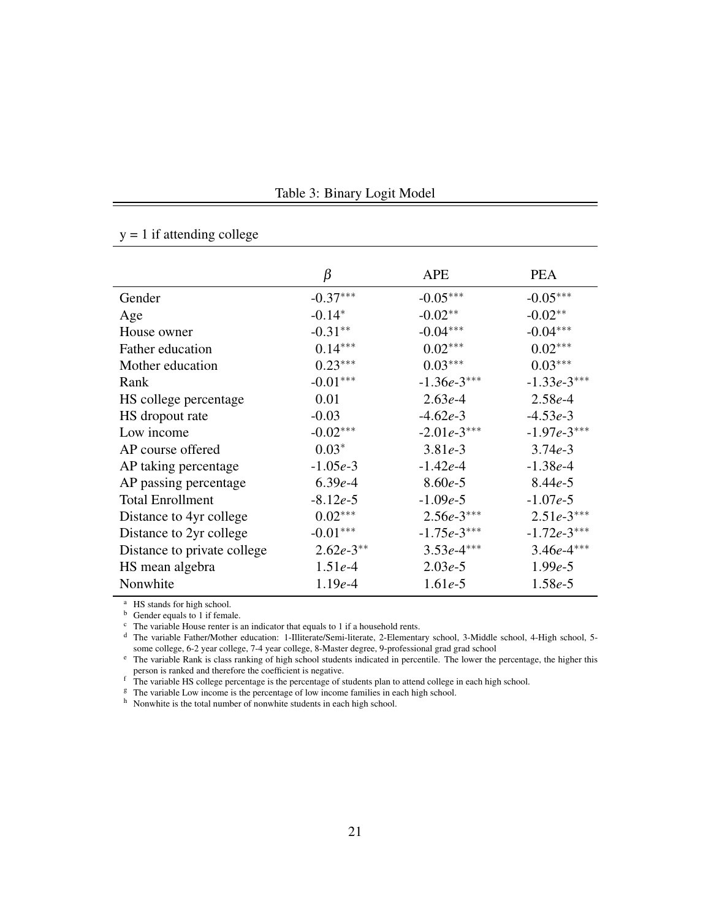Table 3: Binary Logit Model

y = 1 if attending college

| | $\beta$ | APE | PEA |
|---|---|---|---|
| Gender | -0.37*** | -0.05*** | -0.05*** |
| Age | -0.14* | -0.02** | -0.02** |
| House owner | -0.31** | -0.04*** | -0.04*** |
| Father education | 0.14*** | 0.02*** | 0.02*** |
| Mother education | 0.23*** | 0.03*** | 0.03*** |
| Rank | -0.01*** | -1.36*e*-3*** | -1.33*e*-3*** |
| HS college percentage | 0.01 | 2.63*e*-4 | 2.58*e*-4 |
| HS dropout rate | -0.03 | -4.62*e*-3 | -4.53*e*-3 |
| Low income | -0.02*** | -2.01*e*-3*** | -1.97*e*-3*** |
| AP course offered | 0.03* | 3.81*e*-3 | 3.74*e*-3 |
| AP taking percentage | -1.05*e*-3 | -1.42*e*-4 | -1.38*e*-4 |
| AP passing percentage | 6.39*e*-4 | 8.60*e*-5 | 8.44*e*-5 |
| Total Enrollment | -8.12*e*-5 | -1.09*e*-5 | -1.07*e*-5 |
| Distance to 4yr college | 0.02*** | 2.56*e*-3*** | 2.51*e*-3*** |
| Distance to 2yr college | -0.01*** | -1.75*e*-3*** | -1.72*e*-3*** |
| Distance to private college | 2.62*e*-3** | 3.53*e*-4*** | 3.46*e*-4*** |
| HS mean algebra | 1.51*e*-4 | 2.03*e*-5 | 1.99*e*-5 |
| Nonwhite | 1.19*e*-4 | 1.61*e*-5 | 1.58*e*-5 |

[a] HS stands for high school.
[b] Gender equals to 1 if female.
[c] The variable House renter is an indicator that equals to 1 if a household rents.
[d] The variable Father/Mother education: 1-Illiterate/Semi-literate, 2-Elementary school, 3-Middle school, 4-High school, 5-some college, 6-2 year college, 7-4 year college, 8-Master degree, 9-professional grad grad school
[e] The variable Rank is class ranking of high school students indicated in percentile. The lower the percentage, the higher this person is ranked and therefore the coefficient is negative.
[f] The variable HS college percentage is the percentage of students plan to attend college in each high school.
[g] The variable Low income is the percentage of low income families in each high school.
[h] Nonwhite is the total number of nonwhite students in each high school.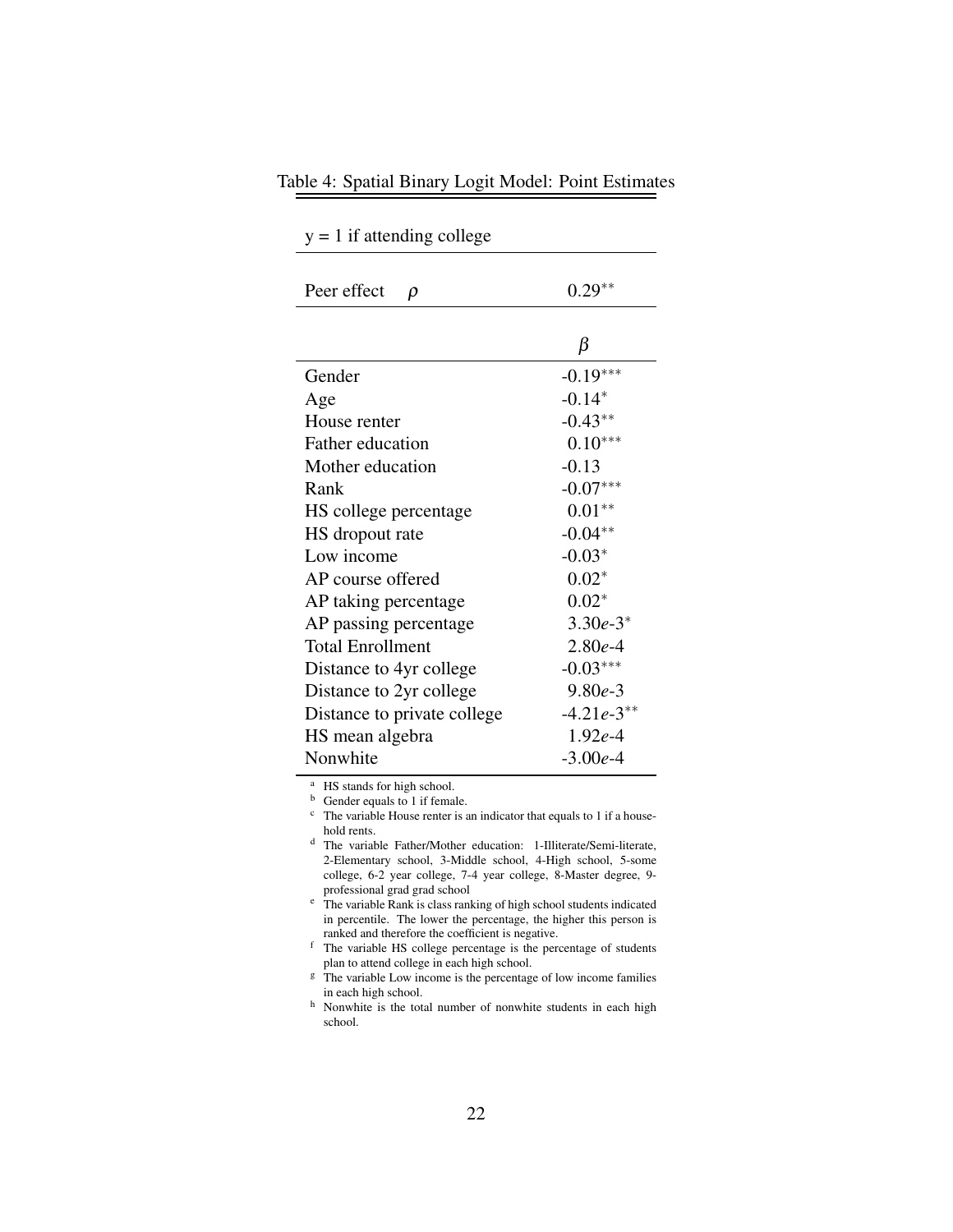Table 4: Spatial Binary Logit Model: Point Estimates

| y = 1 if attending college | |
|---|---|
| Peer effect $\rho$ | $0.29^{**}$ |
| | $\beta$ |
| Gender | $-0.19^{***}$ |
| Age | $-0.14^{*}$ |
| House renter | $-0.43^{**}$ |
| Father education | $0.10^{***}$ |
| Mother education | -0.13 |
| Rank | $-0.07^{***}$ |
| HS college percentage | $0.01^{**}$ |
| HS dropout rate | $-0.04^{**}$ |
| Low income | $-0.03^{*}$ |
| AP course offered | $0.02^{*}$ |
| AP taking percentage | $0.02^{*}$ |
| AP passing percentage | $3.30e\text{-}3^{*}$ |
| Total Enrollment | $2.80e\text{-}4$ |
| Distance to 4yr college | $-0.03^{***}$ |
| Distance to 2yr college | $9.80e\text{-}3$ |
| Distance to private college | $-4.21e\text{-}3^{**}$ |
| HS mean algebra | $1.92e\text{-}4$ |
| Nonwhite | $-3.00e\text{-}4$ |

[a] HS stands for high school.

[b] Gender equals to 1 if female.

[c] The variable House renter is an indicator that equals to 1 if a household rents.

[d] The variable Father/Mother education: 1-Illiterate/Semi-literate, 2-Elementary school, 3-Middle school, 4-High school, 5-some college, 6-2 year college, 7-4 year college, 8-Master degree, 9-professional grad grad school

[e] The variable Rank is class ranking of high school students indicated in percentile. The lower the percentage, the higher this person is ranked and therefore the coefficient is negative.

[f] The variable HS college percentage is the percentage of students plan to attend college in each high school.

[g] The variable Low income is the percentage of low income families in each high school.

[h] Nonwhite is the total number of nonwhite students in each high school.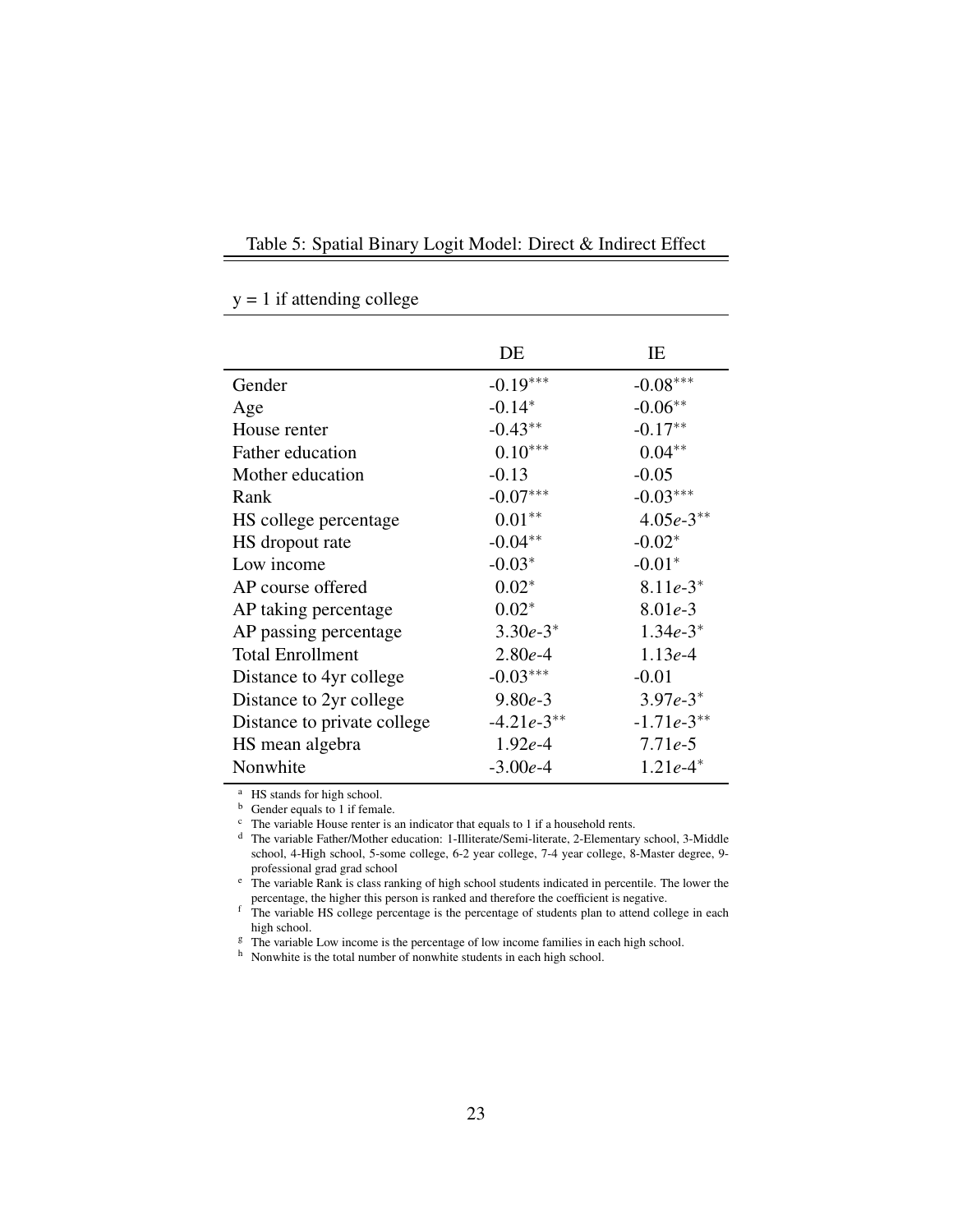Table 5: Spatial Binary Logit Model: Direct & Indirect Effect

y = 1 if attending college

| | DE | IE |
|---|---|---|
| Gender | $-0.19^{***}$ | $-0.08^{***}$ |
| Age | $-0.14^{*}$ | $-0.06^{**}$ |
| House renter | $-0.43^{**}$ | $-0.17^{**}$ |
| Father education | $0.10^{***}$ | $0.04^{**}$ |
| Mother education | $-0.13$ | $-0.05$ |
| Rank | $-0.07^{***}$ | $-0.03^{***}$ |
| HS college percentage | $0.01^{**}$ | $4.05e\text{-}3^{**}$ |
| HS dropout rate | $-0.04^{**}$ | $-0.02^{*}$ |
| Low income | $-0.03^{*}$ | $-0.01^{*}$ |
| AP course offered | $0.02^{*}$ | $8.11e\text{-}3^{*}$ |
| AP taking percentage | $0.02^{*}$ | $8.01e\text{-}3$ |
| AP passing percentage | $3.30e\text{-}3^{*}$ | $1.34e\text{-}3^{*}$ |
| Total Enrollment | $2.80e\text{-}4$ | $1.13e\text{-}4$ |
| Distance to 4yr college | $-0.03^{***}$ | $-0.01$ |
| Distance to 2yr college | $9.80e\text{-}3$ | $3.97e\text{-}3^{*}$ |
| Distance to private college | $-4.21e\text{-}3^{**}$ | $-1.71e\text{-}3^{**}$ |
| HS mean algebra | $1.92e\text{-}4$ | $7.71e\text{-}5$ |
| Nonwhite | $-3.00e\text{-}4$ | $1.21e\text{-}4^{*}$ |

[a] HS stands for high school.

[b] Gender equals to 1 if female.

[c] The variable House renter is an indicator that equals to 1 if a household rents.

[d] The variable Father/Mother education: 1-Illiterate/Semi-literate, 2-Elementary school, 3-Middle school, 4-High school, 5-some college, 6-2 year college, 7-4 year college, 8-Master degree, 9-professional grad grad school

[e] The variable Rank is class ranking of high school students indicated in percentile. The lower the percentage, the higher this person is ranked and therefore the coefficient is negative.

[f] The variable HS college percentage is the percentage of students plan to attend college in each high school.

[g] The variable Low income is the percentage of low income families in each high school.

[h] Nonwhite is the total number of nonwhite students in each high school.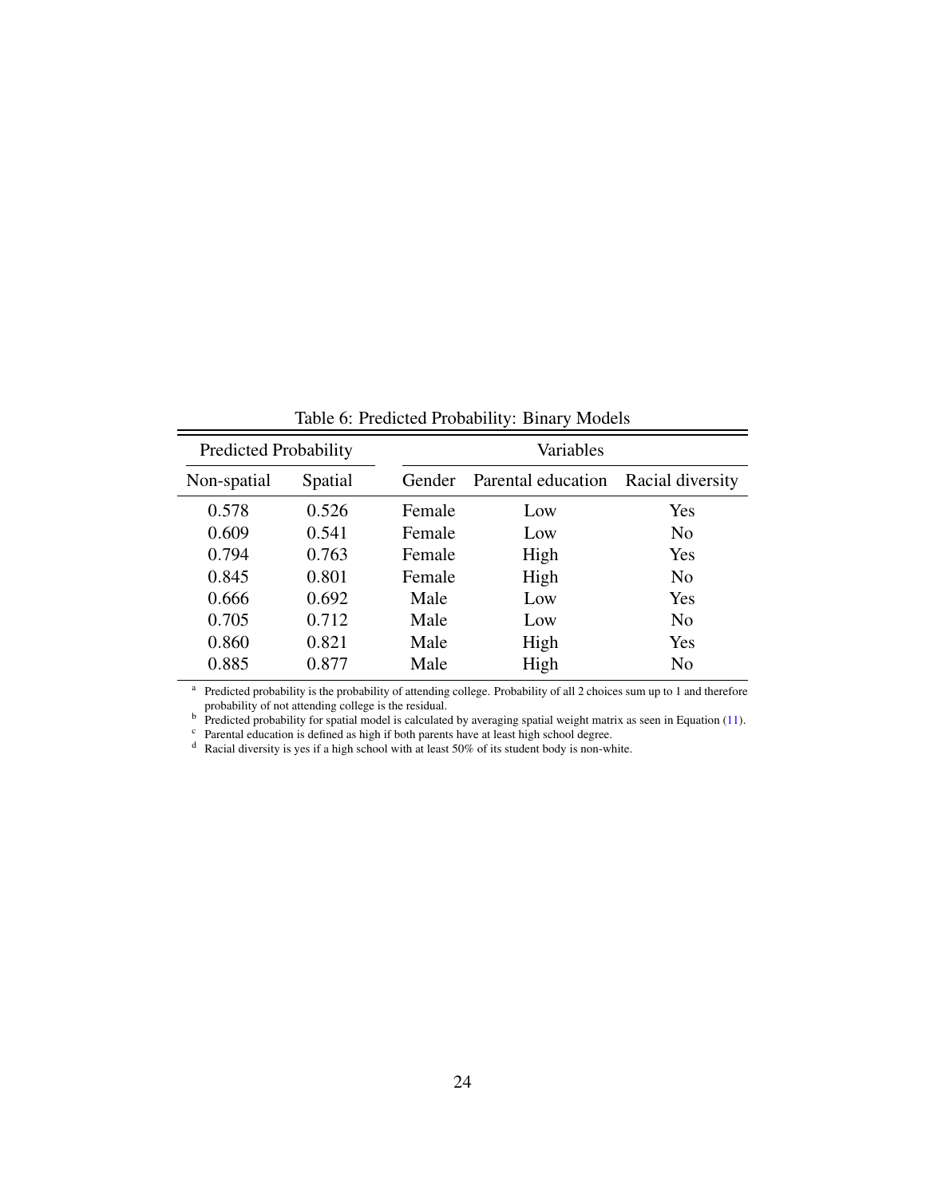Table 6: Predicted Probability: Binary Models

| Predicted Probability | | Variables | | |
|---|---|---|---|---|
| Non-spatial | Spatial | Gender | Parental education | Racial diversity |
| 0.578 | 0.526 | Female | Low | Yes |
| 0.609 | 0.541 | Female | Low | No |
| 0.794 | 0.763 | Female | High | Yes |
| 0.845 | 0.801 | Female | High | No |
| 0.666 | 0.692 | Male | Low | Yes |
| 0.705 | 0.712 | Male | Low | No |
| 0.860 | 0.821 | Male | High | Yes |
| 0.885 | 0.877 | Male | High | No |

[a] Predicted probability is the probability of attending college. Probability of all 2 choices sum up to 1 and therefore probability of not attending college is the residual.
[b] Predicted probability for spatial model is calculated by averaging spatial weight matrix as seen in Equation (11).
[c] Parental education is defined as high if both parents have at least high school degree.
[d] Racial diversity is yes if a high school with at least 50% of its student body is non-white.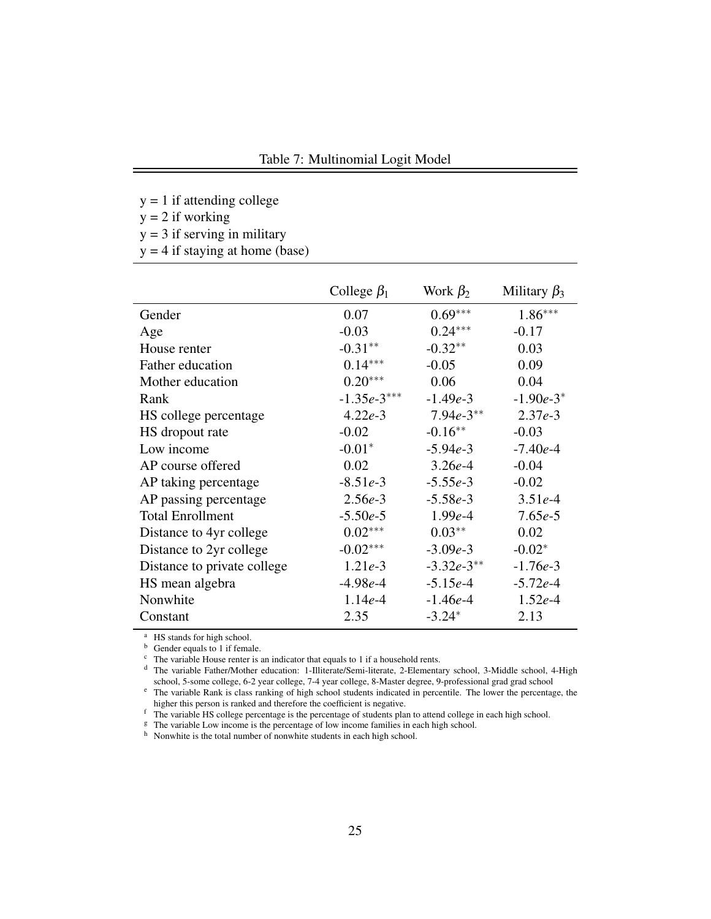Table 7: Multinomial Logit Model

y = 1 if attending college
y = 2 if working
y = 3 if serving in military
y = 4 if staying at home (base)

| | College $\beta_1$ | Work $\beta_2$ | Military $\beta_3$ |
|---|---|---|---|
| Gender | 0.07 | $0.69^{***}$ | $1.86^{***}$ |
| Age | -0.03 | $0.24^{***}$ | -0.17 |
| House renter | $-0.31^{**}$ | $-0.32^{**}$ | 0.03 |
| Father education | $0.14^{***}$ | -0.05 | 0.09 |
| Mother education | $0.20^{***}$ | 0.06 | 0.04 |
| Rank | $-1.35e\text{-}3^{***}$ | $-1.49e\text{-}3$ | $-1.90e\text{-}3^{*}$ |
| HS college percentage | $4.22e\text{-}3$ | $7.94e\text{-}3^{**}$ | $2.37e\text{-}3$ |
| HS dropout rate | -0.02 | $-0.16^{**}$ | -0.03 |
| Low income | $-0.01^{*}$ | $-5.94e\text{-}3$ | $-7.40e\text{-}4$ |
| AP course offered | 0.02 | $3.26e\text{-}4$ | -0.04 |
| AP taking percentage | $-8.51e\text{-}3$ | $-5.55e\text{-}3$ | -0.02 |
| AP passing percentage | $2.56e\text{-}3$ | $-5.58e\text{-}3$ | $3.51e\text{-}4$ |
| Total Enrollment | $-5.50e\text{-}5$ | $1.99e\text{-}4$ | $7.65e\text{-}5$ |
| Distance to 4yr college | $0.02^{***}$ | $0.03^{**}$ | 0.02 |
| Distance to 2yr college | $-0.02^{***}$ | $-3.09e\text{-}3$ | $-0.02^{*}$ |
| Distance to private college | $1.21e\text{-}3$ | $-3.32e\text{-}3^{**}$ | $-1.76e\text{-}3$ |
| HS mean algebra | $-4.98e\text{-}4$ | $-5.15e\text{-}4$ | $-5.72e\text{-}4$ |
| Nonwhite | $1.14e\text{-}4$ | $-1.46e\text{-}4$ | $1.52e\text{-}4$ |
| Constant | 2.35 | $-3.24^{*}$ | 2.13 |

[a] HS stands for high school.
[b] Gender equals to 1 if female.
[c] The variable House renter is an indicator that equals to 1 if a household rents.
[d] The variable Father/Mother education: 1-Illiterate/Semi-literate, 2-Elementary school, 3-Middle school, 4-High school, 5-some college, 6-2 year college, 7-4 year college, 8-Master degree, 9-professional grad grad school
[e] The variable Rank is class ranking of high school students indicated in percentile. The lower the percentage, the higher this person is ranked and therefore the coefficient is negative.
[f] The variable HS college percentage is the percentage of students plan to attend college in each high school.
[g] The variable Low income is the percentage of low income families in each high school.
[h] Nonwhite is the total number of nonwhite students in each high school.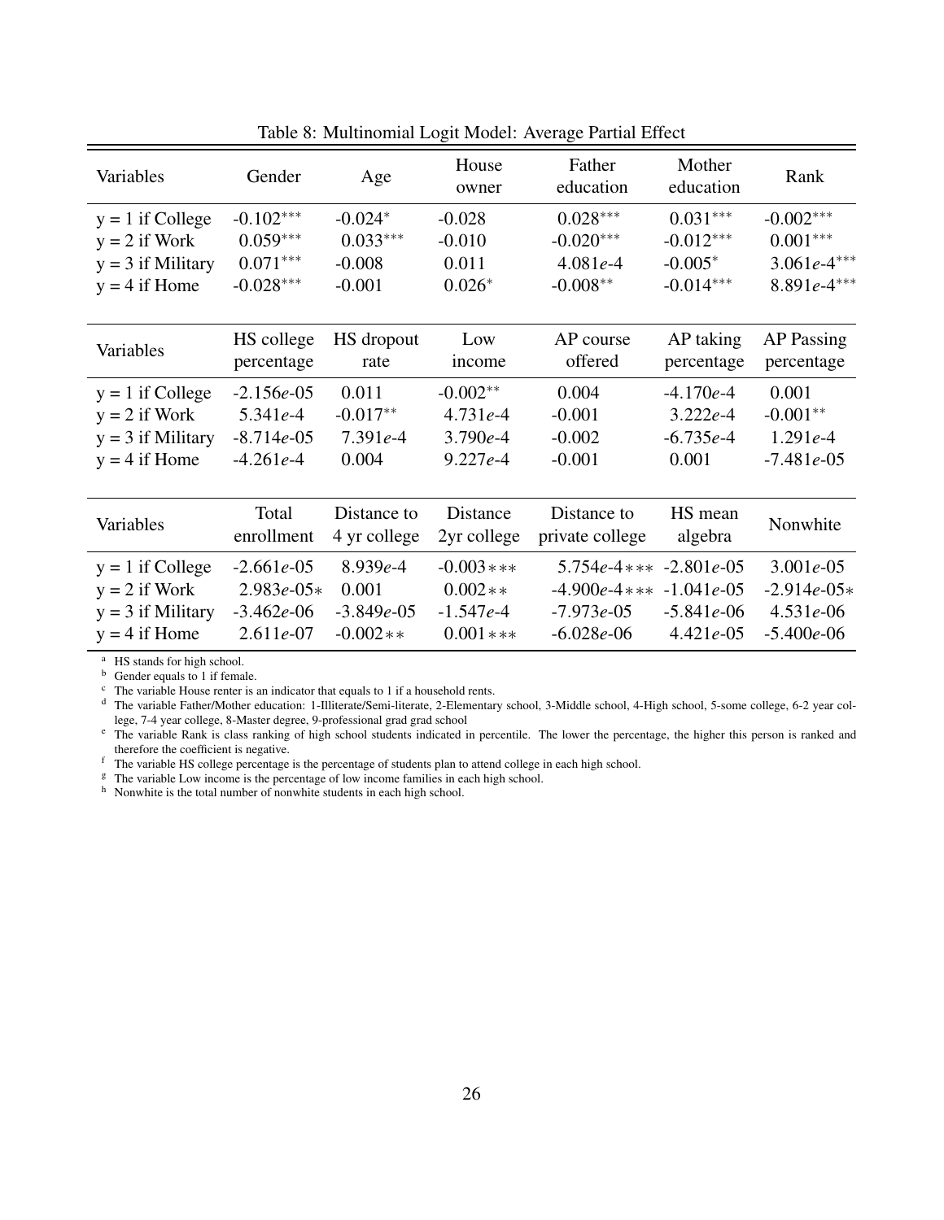Table 8: Multinomial Logit Model: Average Partial Effect

| Variables | Gender | Age | House owner | Father education | Mother education | Rank |
|---|---|---|---|---|---|---|
| y = 1 if College | -0.102*** | -0.024* | -0.028 | 0.028*** | 0.031*** | -0.002*** |
| y = 2 if Work | 0.059*** | 0.033*** | -0.010 | -0.020*** | -0.012*** | 0.001*** |
| y = 3 if Military | 0.071*** | -0.008 | 0.011 | 4.081e-4 | -0.005* | 3.061e-4*** |
| y = 4 if Home | -0.028*** | -0.001 | 0.026* | -0.008** | -0.014*** | 8.891e-4*** |

| Variables | HS college percentage | HS dropout rate | Low income | AP course offered | AP taking percentage | AP Passing percentage |
|---|---|---|---|---|---|---|
| y = 1 if College | -2.156e-05 | 0.011 | -0.002** | 0.004 | -4.170e-4 | 0.001 |
| y = 2 if Work | 5.341e-4 | -0.017** | 4.731e-4 | -0.001 | 3.222e-4 | -0.001** |
| y = 3 if Military | -8.714e-05 | 7.391e-4 | 3.790e-4 | -0.002 | -6.735e-4 | 1.291e-4 |
| y = 4 if Home | -4.261e-4 | 0.004 | 9.227e-4 | -0.001 | 0.001 | -7.481e-05 |

| Variables | Total enrollment | Distance to 4 yr college | Distance 2yr college | Distance to private college | HS mean algebra | Nonwhite |
|---|---|---|---|---|---|---|
| y = 1 if College | -2.661e-05 | 8.939e-4 | -0.003*** | 5.754e-4*** | -2.801e-05 | 3.001e-05 |
| y = 2 if Work | 2.983e-05* | 0.001 | 0.002** | -4.900e-4*** | -1.041e-05 | -2.914e-05* |
| y = 3 if Military | -3.462e-06 | -3.849e-05 | -1.547e-4 | -7.973e-05 | -5.841e-06 | 4.531e-06 |
| y = 4 if Home | 2.611e-07 | -0.002** | 0.001*** | -6.028e-06 | 4.421e-05 | -5.400e-06 |

[a] HS stands for high school.
[b] Gender equals to 1 if female.
[c] The variable House renter is an indicator that equals to 1 if a household rents.
[d] The variable Father/Mother education: 1-Illiterate/Semi-literate, 2-Elementary school, 3-Middle school, 4-High school, 5-some college, 6-2 year college, 7-4 year college, 8-Master degree, 9-professional grad grad school
[e] The variable Rank is class ranking of high school students indicated in percentile. The lower the percentage, the higher this person is ranked and therefore the coefficient is negative.
[f] The variable HS college percentage is the percentage of students plan to attend college in each high school.
[g] The variable Low income is the percentage of low income families in each high school.
[h] Nonwhite is the total number of nonwhite students in each high school.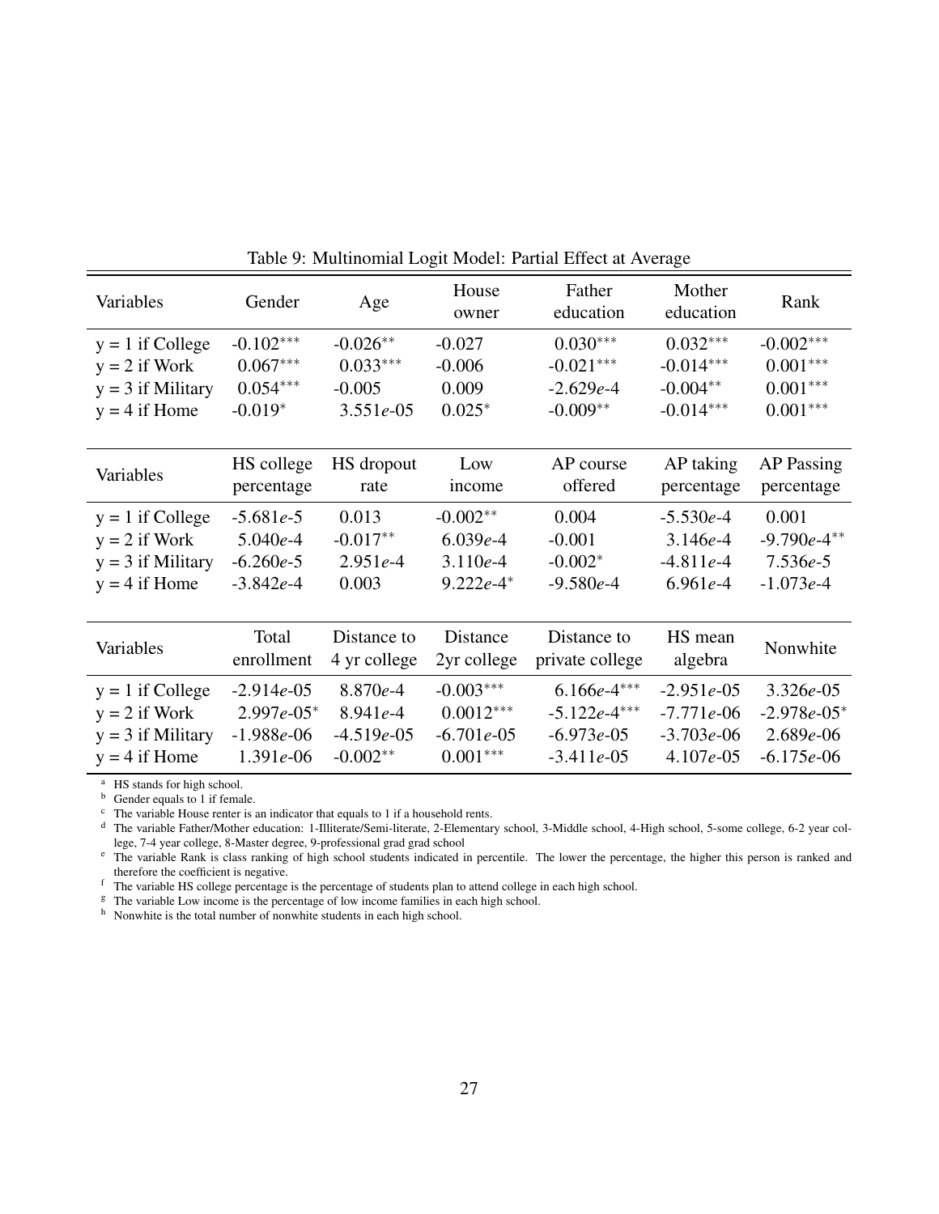Table 9: Multinomial Logit Model: Partial Effect at Average

| Variables | Gender | Age | House owner | Father education | Mother education | Rank |
|---|---|---|---|---|---|---|
| y = 1 if College | -0.102*** | -0.026** | -0.027 | 0.030*** | 0.032*** | -0.002*** |
| y = 2 if Work | 0.067*** | 0.033*** | -0.006 | -0.021*** | -0.014*** | 0.001*** |
| y = 3 if Military | 0.054*** | -0.005 | 0.009 | -2.629*e*-4 | -0.004** | 0.001*** |
| y = 4 if Home | -0.019* | 3.551*e*-05 | 0.025* | -0.009** | -0.014*** | 0.001*** |

| Variables | HS college percentage | HS dropout rate | Low income | AP course offered | AP taking percentage | AP Passing percentage |
|---|---|---|---|---|---|---|
| y = 1 if College | -5.681*e*-5 | 0.013 | -0.002** | 0.004 | -5.530*e*-4 | 0.001 |
| y = 2 if Work | 5.040*e*-4 | -0.017** | 6.039*e*-4 | -0.001 | 3.146*e*-4 | -9.790*e*-4** |
| y = 3 if Military | -6.260*e*-5 | 2.951*e*-4 | 3.110*e*-4 | -0.002* | -4.811*e*-4 | 7.536*e*-5 |
| y = 4 if Home | -3.842*e*-4 | 0.003 | 9.222*e*-4* | -9.580*e*-4 | 6.961*e*-4 | -1.073*e*-4 |

| Variables | Total enrollment | Distance to 4 yr college | Distance 2yr college | Distance to private college | HS mean algebra | Nonwhite |
|---|---|---|---|---|---|---|
| y = 1 if College | -2.914*e*-05 | 8.870*e*-4 | -0.003*** | 6.166*e*-4*** | -2.951*e*-05 | 3.326*e*-05 |
| y = 2 if Work | 2.997*e*-05* | 8.941*e*-4 | 0.0012*** | -5.122*e*-4*** | -7.771*e*-06 | -2.978*e*-05* |
| y = 3 if Military | -1.988*e*-06 | -4.519*e*-05 | -6.701*e*-05 | -6.973*e*-05 | -3.703*e*-06 | 2.689*e*-06 |
| y = 4 if Home | 1.391*e*-06 | -0.002** | 0.001*** | -3.411*e*-05 | 4.107*e*-05 | -6.175*e*-06 |

[a] HS stands for high school.
[b] Gender equals to 1 if female.
[c] The variable House renter is an indicator that equals to 1 if a household rents.
[d] The variable Father/Mother education: 1-Illiterate/Semi-literate, 2-Elementary school, 3-Middle school, 4-High school, 5-some college, 6-2 year college, 7-4 year college, 8-Master degree, 9-professional grad grad school
[e] The variable Rank is class ranking of high school students indicated in percentile. The lower the percentage, the higher this person is ranked and therefore the coefficient is negative.
[f] The variable HS college percentage is the percentage of students plan to attend college in each high school.
[g] The variable Low income is the percentage of low income families in each high school.
[h] Nonwhite is the total number of nonwhite students in each high school.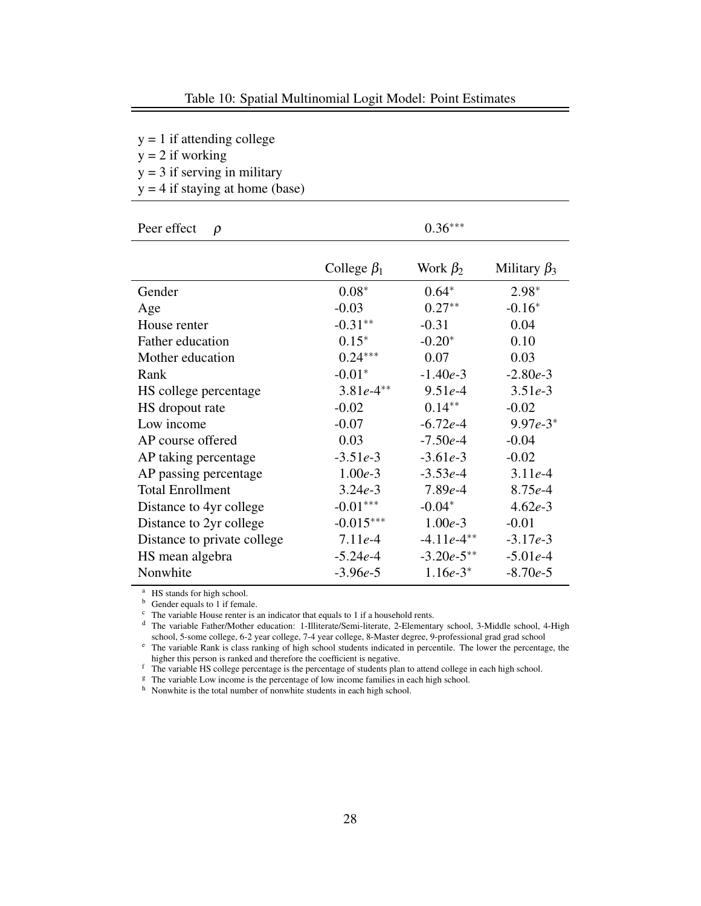Table 10: Spatial Multinomial Logit Model: Point Estimates

y = 1 if attending college
y = 2 if working
y = 3 if serving in military
y = 4 if staying at home (base)

| Peer effect $\rho$ | | $0.36^{***}$ | |
|---|---|---|---|
| | College $\beta_1$ | Work $\beta_2$ | Military $\beta_3$ |
| Gender | $0.08^{*}$ | $0.64^{*}$ | $2.98^{*}$ |
| Age | -0.03 | $0.27^{**}$ | $-0.16^{*}$ |
| House renter | $-0.31^{**}$ | -0.31 | 0.04 |
| Father education | $0.15^{*}$ | $-0.20^{*}$ | 0.10 |
| Mother education | $0.24^{***}$ | 0.07 | 0.03 |
| Rank | $-0.01^{*}$ | $-1.40e\text{-}3$ | $-2.80e\text{-}3$ |
| HS college percentage | $3.81e\text{-}4^{**}$ | $9.51e\text{-}4$ | $3.51e\text{-}3$ |
| HS dropout rate | -0.02 | $0.14^{**}$ | -0.02 |
| Low income | -0.07 | $-6.72e\text{-}4$ | $9.97e\text{-}3^{*}$ |
| AP course offered | 0.03 | $-7.50e\text{-}4$ | -0.04 |
| AP taking percentage | $-3.51e\text{-}3$ | $-3.61e\text{-}3$ | -0.02 |
| AP passing percentage | $1.00e\text{-}3$ | $-3.53e\text{-}4$ | $3.11e\text{-}4$ |
| Total Enrollment | $3.24e\text{-}3$ | $7.89e\text{-}4$ | $8.75e\text{-}4$ |
| Distance to 4yr college | $-0.01^{***}$ | $-0.04^{*}$ | $4.62e\text{-}3$ |
| Distance to 2yr college | $-0.015^{***}$ | $1.00e\text{-}3$ | -0.01 |
| Distance to private college | $7.11e\text{-}4$ | $-4.11e\text{-}4^{**}$ | $-3.17e\text{-}3$ |
| HS mean algebra | $-5.24e\text{-}4$ | $-3.20e\text{-}5^{**}$ | $-5.01e\text{-}4$ |
| Nonwhite | $-3.96e\text{-}5$ | $1.16e\text{-}3^{*}$ | $-8.70e\text{-}5$ |

[a] HS stands for high school.
[b] Gender equals to 1 if female.
[c] The variable House renter is an indicator that equals to 1 if a household rents.
[d] The variable Father/Mother education: 1-Illiterate/Semi-literate, 2-Elementary school, 3-Middle school, 4-High school, 5-some college, 6-2 year college, 7-4 year college, 8-Master degree, 9-professional grad grad school
[e] The variable Rank is class ranking of high school students indicated in percentile. The lower the percentage, the higher this person is ranked and therefore the coefficient is negative.
[f] The variable HS college percentage is the percentage of students plan to attend college in each high school.
[g] The variable Low income is the percentage of low income families in each high school.
[h] Nonwhite is the total number of nonwhite students in each high school.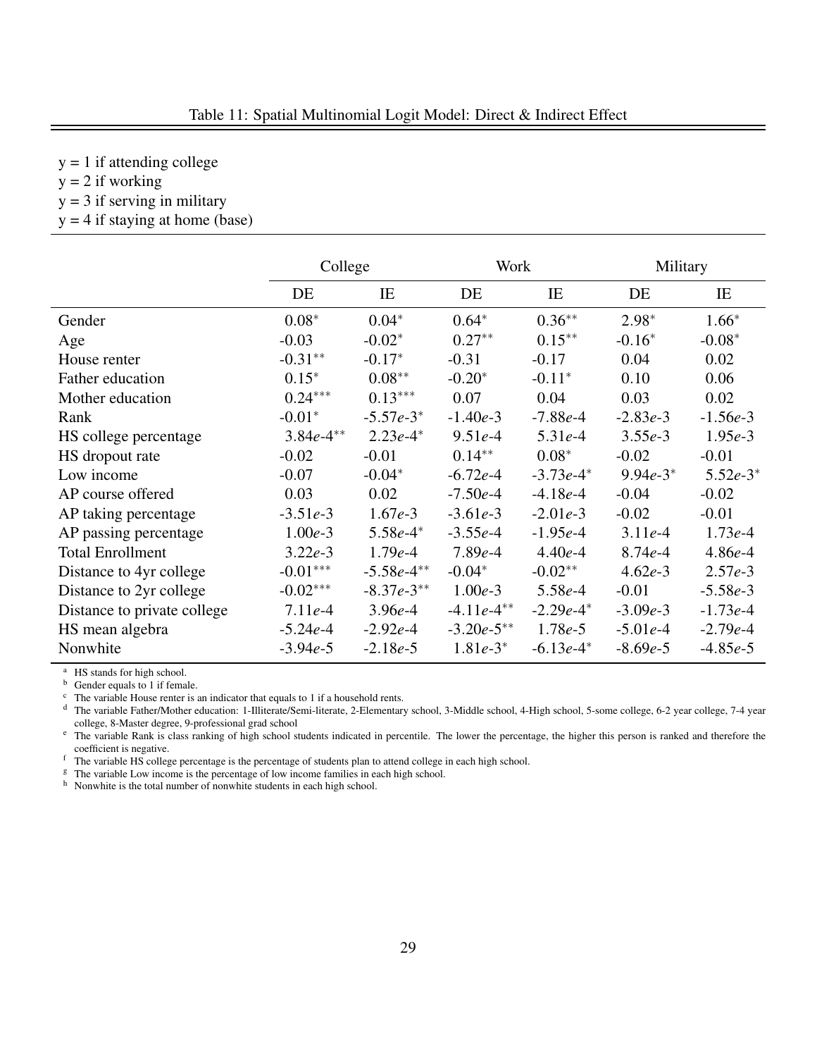Table 11: Spatial Multinomial Logit Model: Direct & Indirect Effect

y = 1 if attending college
y = 2 if working
y = 3 if serving in military
y = 4 if staying at home (base)

| | College | | Work | | Military | |
|---|---|---|---|---|---|---|
| | DE | IE | DE | IE | DE | IE |
| Gender | 0.08* | 0.04* | 0.64* | 0.36** | 2.98* | 1.66* |
| Age | -0.03 | -0.02* | 0.27** | 0.15** | -0.16* | -0.08* |
| House renter | -0.31** | -0.17* | -0.31 | -0.17 | 0.04 | 0.02 |
| Father education | 0.15* | 0.08** | -0.20* | -0.11* | 0.10 | 0.06 |
| Mother education | 0.24*** | 0.13*** | 0.07 | 0.04 | 0.03 | 0.02 |
| Rank | -0.01* | -5.57*e*-3* | -1.40*e*-3 | -7.88*e*-4 | -2.83*e*-3 | -1.56*e*-3 |
| HS college percentage | 3.84*e*-4** | 2.23*e*-4* | 9.51*e*-4 | 5.31*e*-4 | 3.55*e*-3 | 1.95*e*-3 |
| HS dropout rate | -0.02 | -0.01 | 0.14** | 0.08* | -0.02 | -0.01 |
| Low income | -0.07 | -0.04* | -6.72*e*-4 | -3.73*e*-4* | 9.94*e*-3* | 5.52*e*-3* |
| AP course offered | 0.03 | 0.02 | -7.50*e*-4 | -4.18*e*-4 | -0.04 | -0.02 |
| AP taking percentage | -3.51*e*-3 | 1.67*e*-3 | -3.61*e*-3 | -2.01*e*-3 | -0.02 | -0.01 |
| AP passing percentage | 1.00*e*-3 | 5.58*e*-4* | -3.55*e*-4 | -1.95*e*-4 | 3.11*e*-4 | 1.73*e*-4 |
| Total Enrollment | 3.22*e*-3 | 1.79*e*-4 | 7.89*e*-4 | 4.40*e*-4 | 8.74*e*-4 | 4.86*e*-4 |
| Distance to 4yr college | -0.01*** | -5.58*e*-4** | -0.04* | -0.02** | 4.62*e*-3 | 2.57*e*-3 |
| Distance to 2yr college | -0.02*** | -8.37*e*-3** | 1.00*e*-3 | 5.58*e*-4 | -0.01 | -5.58*e*-3 |
| Distance to private college | 7.11*e*-4 | 3.96*e*-4 | -4.11*e*-4** | -2.29*e*-4* | -3.09*e*-3 | -1.73*e*-4 |
| HS mean algebra | -5.24*e*-4 | -2.92*e*-4 | -3.20*e*-5** | 1.78*e*-5 | -5.01*e*-4 | -2.79*e*-4 |
| Nonwhite | -3.94*e*-5 | -2.18*e*-5 | 1.81*e*-3* | -6.13*e*-4* | -8.69*e*-5 | -4.85*e*-5 |

[a] HS stands for high school.
[b] Gender equals to 1 if female.
[c] The variable House renter is an indicator that equals to 1 if a household rents.
[d] The variable Father/Mother education: 1-Illiterate/Semi-literate, 2-Elementary school, 3-Middle school, 4-High school, 5-some college, 6-2 year college, 7-4 year college, 8-Master degree, 9-professional grad school
[e] The variable Rank is class ranking of high school students indicated in percentile. The lower the percentage, the higher this person is ranked and therefore the coefficient is negative.
[f] The variable HS college percentage is the percentage of students plan to attend college in each high school.
[g] The variable Low income is the percentage of low income families in each high school.
[h] Nonwhite is the total number of nonwhite students in each high school.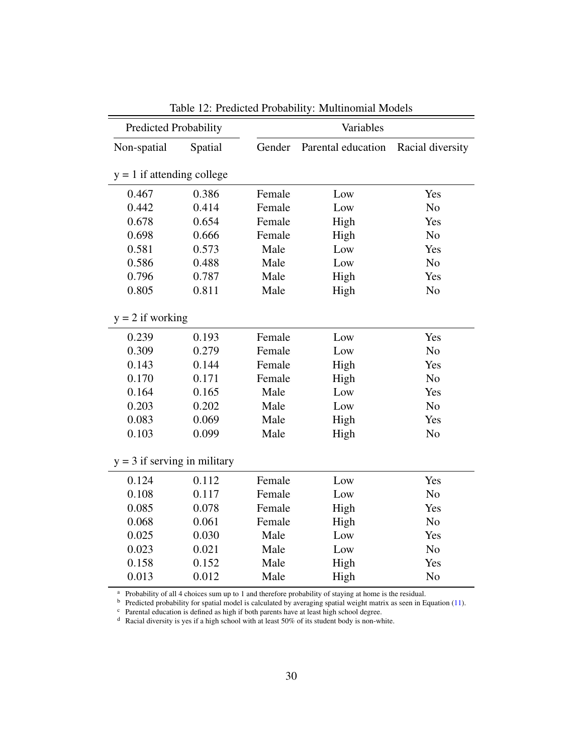Table 12: Predicted Probability: Multinomial Models

| Predicted Probability | | Variables | | |
|---|---|---|---|---|
| Non-spatial | Spatial | Gender | Parental education | Racial diversity |
| y = 1 if attending college | | | | |
| 0.467 | 0.386 | Female | Low | Yes |
| 0.442 | 0.414 | Female | Low | No |
| 0.678 | 0.654 | Female | High | Yes |
| 0.698 | 0.666 | Female | High | No |
| 0.581 | 0.573 | Male | Low | Yes |
| 0.586 | 0.488 | Male | Low | No |
| 0.796 | 0.787 | Male | High | Yes |
| 0.805 | 0.811 | Male | High | No |
| y = 2 if working | | | | |
| 0.239 | 0.193 | Female | Low | Yes |
| 0.309 | 0.279 | Female | Low | No |
| 0.143 | 0.144 | Female | High | Yes |
| 0.170 | 0.171 | Female | High | No |
| 0.164 | 0.165 | Male | Low | Yes |
| 0.203 | 0.202 | Male | Low | No |
| 0.083 | 0.069 | Male | High | Yes |
| 0.103 | 0.099 | Male | High | No |
| y = 3 if serving in military | | | | |
| 0.124 | 0.112 | Female | Low | Yes |
| 0.108 | 0.117 | Female | Low | No |
| 0.085 | 0.078 | Female | High | Yes |
| 0.068 | 0.061 | Female | High | No |
| 0.025 | 0.030 | Male | Low | Yes |
| 0.023 | 0.021 | Male | Low | No |
| 0.158 | 0.152 | Male | High | Yes |
| 0.013 | 0.012 | Male | High | No |

[a] Probability of all 4 choices sum up to 1 and therefore probability of staying at home is the residual.
[b] Predicted probability for spatial model is calculated by averaging spatial weight matrix as seen in Equation (11).
[c] Parental education is defined as high if both parents have at least high school degree.
[d] Racial diversity is yes if a high school with at least 50% of its student body is non-white.